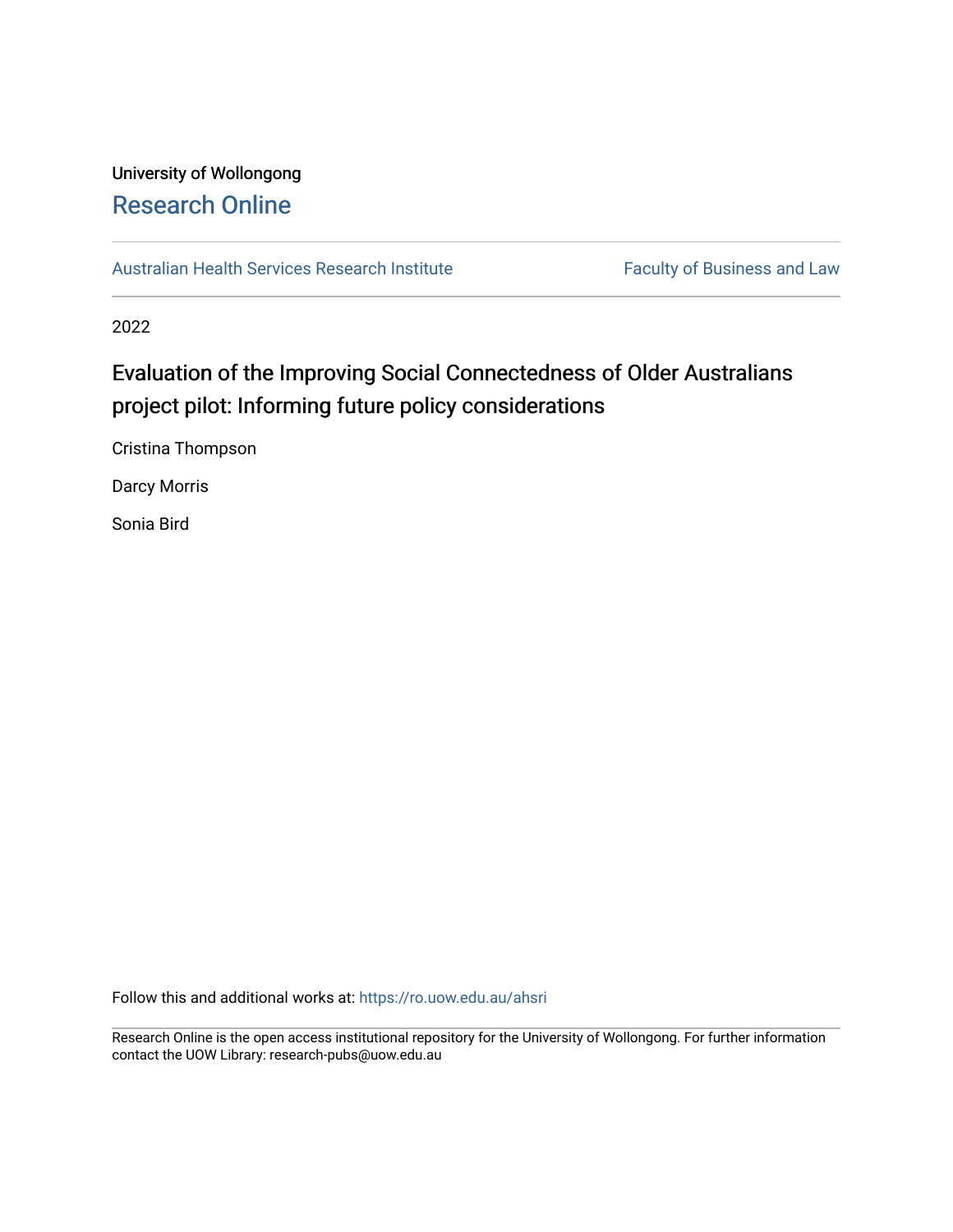University of Wollongong

# Research Online

Australian Health Services Research Institute

Faculty of Business and Law

2022

## Evaluation of the Improving Social Connectedness of Older Australians project pilot: Informing future policy considerations

Cristina Thompson

Darcy Morris

Sonia Bird

Follow this and additional works at: https://ro.uow.edu.au/ahsri

Research Online is the open access institutional repository for the University of Wollongong. For further information contact the UOW Library: research-pubs@uow.edu.au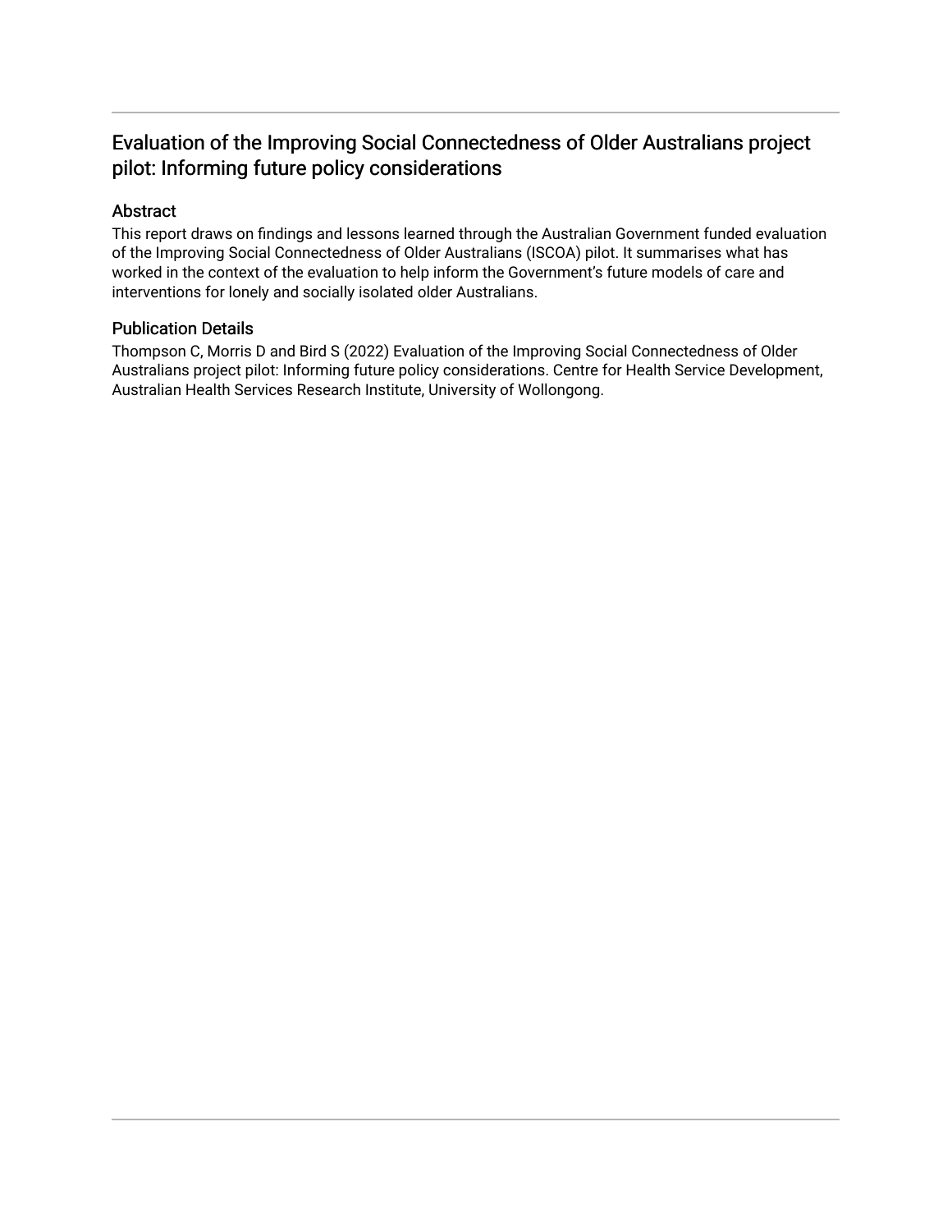## Evaluation of the Improving Social Connectedness of Older Australians project pilot: Informing future policy considerations

### Abstract

This report draws on findings and lessons learned through the Australian Government funded evaluation of the Improving Social Connectedness of Older Australians (ISCOA) pilot. It summarises what has worked in the context of the evaluation to help inform the Government's future models of care and interventions for lonely and socially isolated older Australians.

### Publication Details

Thompson C, Morris D and Bird S (2022) Evaluation of the Improving Social Connectedness of Older Australians project pilot: Informing future policy considerations. Centre for Health Service Development, Australian Health Services Research Institute, University of Wollongong.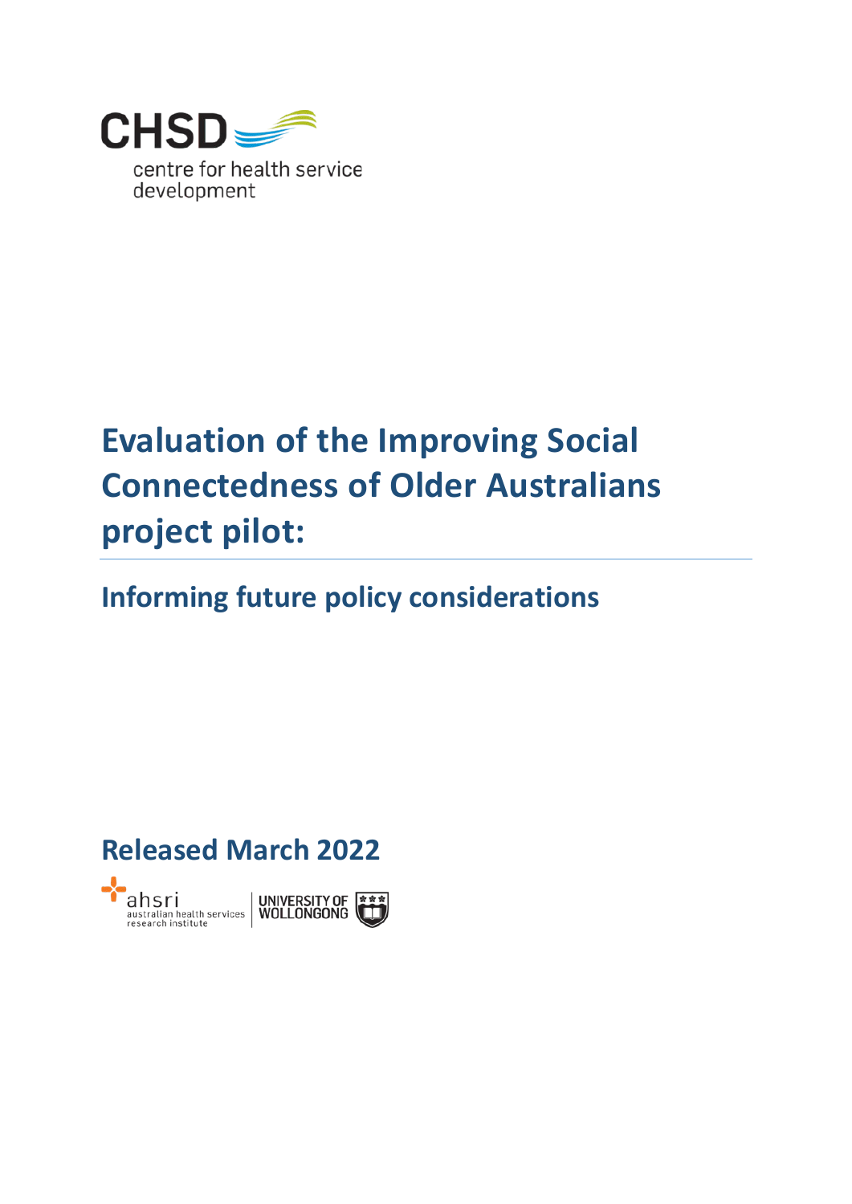CHSD

centre for health service development

# Evaluation of the Improving Social Connectedness of Older Australians project pilot:

## Informing future policy considerations

## Released March 2022

ahsri australian health services research institute | UNIVERSITY OF WOLLONGONG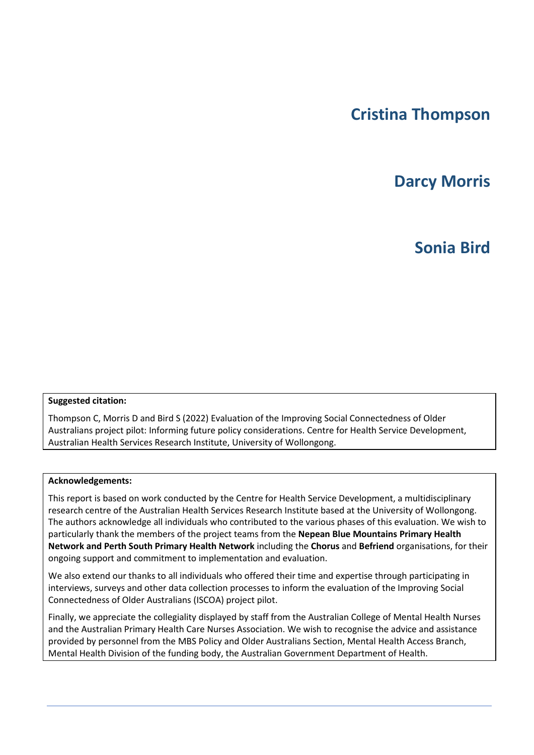## Cristina Thompson

## Darcy Morris

## Sonia Bird

**Suggested citation:**

Thompson C, Morris D and Bird S (2022) Evaluation of the Improving Social Connectedness of Older Australians project pilot: Informing future policy considerations. Centre for Health Service Development, Australian Health Services Research Institute, University of Wollongong.

**Acknowledgements:**

This report is based on work conducted by the Centre for Health Service Development, a multidisciplinary research centre of the Australian Health Services Research Institute based at the University of Wollongong. The authors acknowledge all individuals who contributed to the various phases of this evaluation. We wish to particularly thank the members of the project teams from the **Nepean Blue Mountains Primary Health Network and Perth South Primary Health Network** including the **Chorus** and **Befriend** organisations, for their ongoing support and commitment to implementation and evaluation.

We also extend our thanks to all individuals who offered their time and expertise through participating in interviews, surveys and other data collection processes to inform the evaluation of the Improving Social Connectedness of Older Australians (ISCOA) project pilot.

Finally, we appreciate the collegiality displayed by staff from the Australian College of Mental Health Nurses and the Australian Primary Health Care Nurses Association. We wish to recognise the advice and assistance provided by personnel from the MBS Policy and Older Australians Section, Mental Health Access Branch, Mental Health Division of the funding body, the Australian Government Department of Health.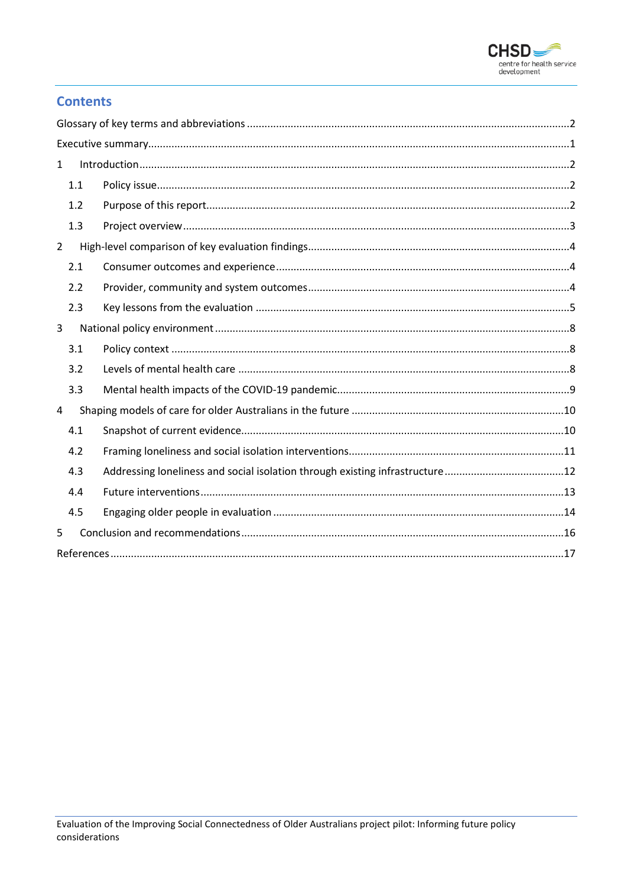## Contents

Glossary of key terms and abbreviations ....................................................................................2

Executive summary....................................................................................................................1

1 Introduction ............................................................................................................................2

1.1 Policy issue..........................................................................................................................2

1.2 Purpose of this report..........................................................................................................2

1.3 Project overview..................................................................................................................3

2 High-level comparison of key evaluation findings.......................................................................4

2.1 Consumer outcomes and experience.....................................................................................4

2.2 Provider, community and system outcomes.........................................................................4

2.3 Key lessons from the evaluation ...........................................................................................5

3 National policy environment.......................................................................................................8

3.1 Policy context .......................................................................................................................8

3.2 Levels of mental health care .................................................................................................8

3.3 Mental health impacts of the COVID-19 pandemic.................................................................9

4 Shaping models of care for older Australians in the future ........................................................10

4.1 Snapshot of current evidence...............................................................................................10

4.2 Framing loneliness and social isolation interventions..........................................................11

4.3 Addressing loneliness and social isolation through existing infrastructure ..........................12

4.4 Future interventions.............................................................................................................13

4.5 Engaging older people in evaluation ....................................................................................14

5 Conclusion and recommendations..............................................................................................16

References...................................................................................................................................17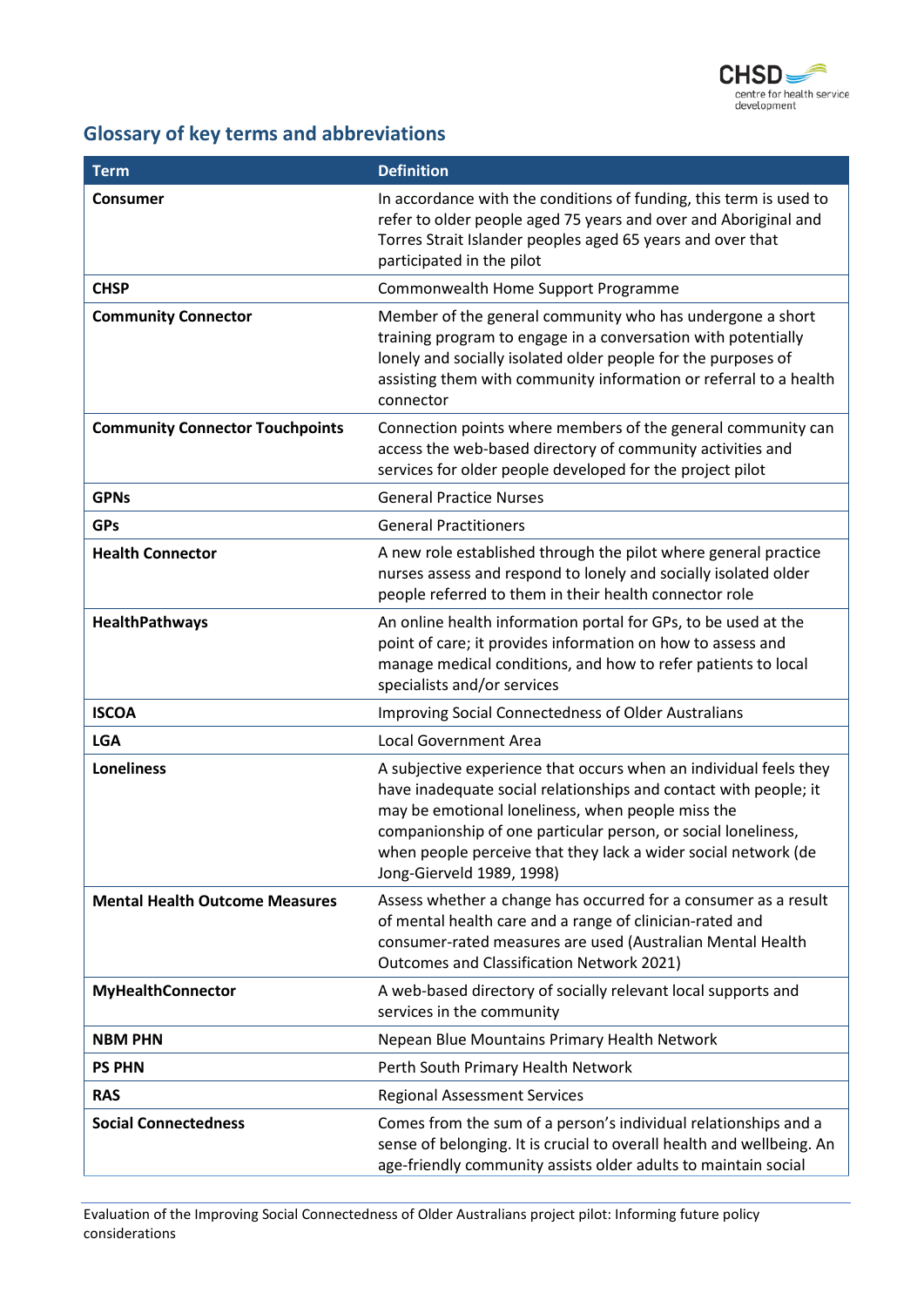## Glossary of key terms and abbreviations

| Term | Definition |
| --- | --- |
| **Consumer** | In accordance with the conditions of funding, this term is used to refer to older people aged 75 years and over and Aboriginal and Torres Strait Islander peoples aged 65 years and over that participated in the pilot |
| **CHSP** | Commonwealth Home Support Programme |
| **Community Connector** | Member of the general community who has undergone a short training program to engage in a conversation with potentially lonely and socially isolated older people for the purposes of assisting them with community information or referral to a health connector |
| **Community Connector Touchpoints** | Connection points where members of the general community can access the web-based directory of community activities and services for older people developed for the project pilot |
| **GPNs** | General Practice Nurses |
| **GPs** | General Practitioners |
| **Health Connector** | A new role established through the pilot where general practice nurses assess and respond to lonely and socially isolated older people referred to them in their health connector role |
| **HealthPathways** | An online health information portal for GPs, to be used at the point of care; it provides information on how to assess and manage medical conditions, and how to refer patients to local specialists and/or services |
| **ISCOA** | Improving Social Connectedness of Older Australians |
| **LGA** | Local Government Area |
| **Loneliness** | A subjective experience that occurs when an individual feels they have inadequate social relationships and contact with people; it may be emotional loneliness, when people miss the companionship of one particular person, or social loneliness, when people perceive that they lack a wider social network (de Jong-Gierveld 1989, 1998) |
| **Mental Health Outcome Measures** | Assess whether a change has occurred for a consumer as a result of mental health care and a range of clinician-rated and consumer-rated measures are used (Australian Mental Health Outcomes and Classification Network 2021) |
| **MyHealthConnector** | A web-based directory of socially relevant local supports and services in the community |
| **NBM PHN** | Nepean Blue Mountains Primary Health Network |
| **PS PHN** | Perth South Primary Health Network |
| **RAS** | Regional Assessment Services |
| **Social Connectedness** | Comes from the sum of a person's individual relationships and a sense of belonging. It is crucial to overall health and wellbeing. An age-friendly community assists older adults to maintain social |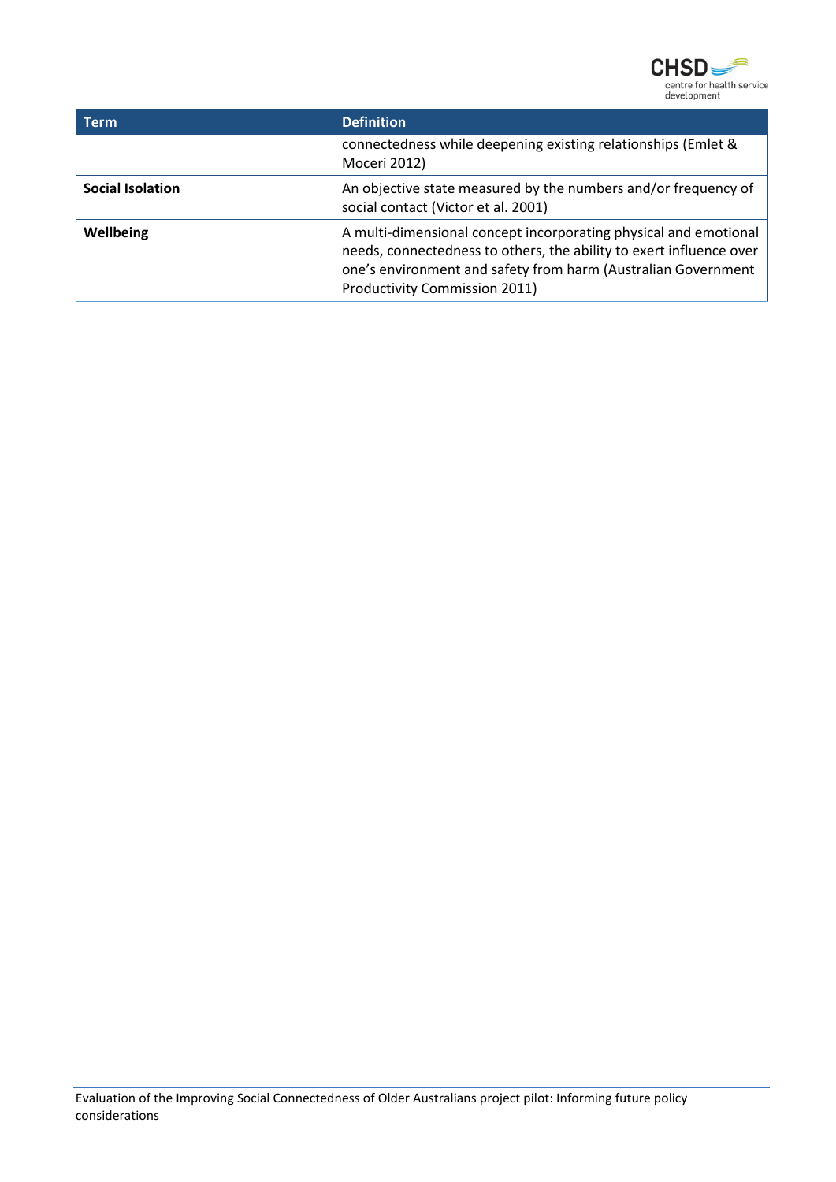| Term | Definition |
|---|---|
| | connectedness while deepening existing relationships (Emlet & Moceri 2012) |
| **Social Isolation** | An objective state measured by the numbers and/or frequency of social contact (Victor et al. 2001) |
| **Wellbeing** | A multi-dimensional concept incorporating physical and emotional needs, connectedness to others, the ability to exert influence over one's environment and safety from harm (Australian Government Productivity Commission 2011) |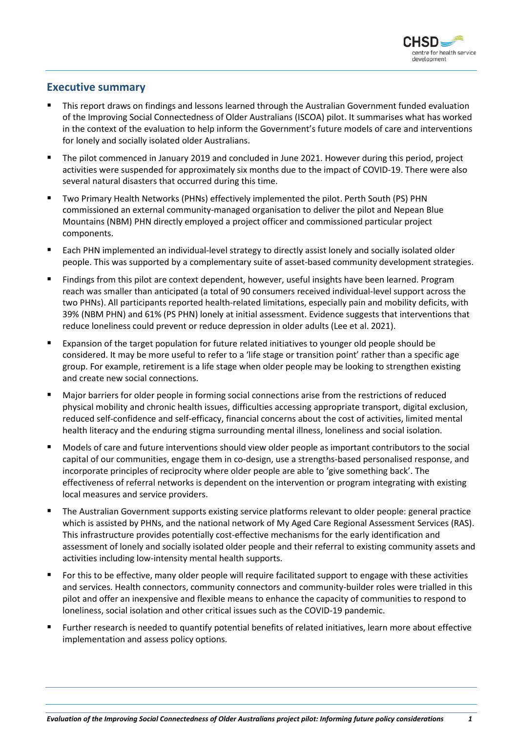## Executive summary

- This report draws on findings and lessons learned through the Australian Government funded evaluation of the Improving Social Connectedness of Older Australians (ISCOA) pilot. It summarises what has worked in the context of the evaluation to help inform the Government's future models of care and interventions for lonely and socially isolated older Australians.
- The pilot commenced in January 2019 and concluded in June 2021. However during this period, project activities were suspended for approximately six months due to the impact of COVID-19. There were also several natural disasters that occurred during this time.
- Two Primary Health Networks (PHNs) effectively implemented the pilot. Perth South (PS) PHN commissioned an external community-managed organisation to deliver the pilot and Nepean Blue Mountains (NBM) PHN directly employed a project officer and commissioned particular project components.
- Each PHN implemented an individual-level strategy to directly assist lonely and socially isolated older people. This was supported by a complementary suite of asset-based community development strategies.
- Findings from this pilot are context dependent, however, useful insights have been learned. Program reach was smaller than anticipated (a total of 90 consumers received individual-level support across the two PHNs). All participants reported health-related limitations, especially pain and mobility deficits, with 39% (NBM PHN) and 61% (PS PHN) lonely at initial assessment. Evidence suggests that interventions that reduce loneliness could prevent or reduce depression in older adults (Lee et al. 2021).
- Expansion of the target population for future related initiatives to younger old people should be considered. It may be more useful to refer to a 'life stage or transition point' rather than a specific age group. For example, retirement is a life stage when older people may be looking to strengthen existing and create new social connections.
- Major barriers for older people in forming social connections arise from the restrictions of reduced physical mobility and chronic health issues, difficulties accessing appropriate transport, digital exclusion, reduced self-confidence and self-efficacy, financial concerns about the cost of activities, limited mental health literacy and the enduring stigma surrounding mental illness, loneliness and social isolation.
- Models of care and future interventions should view older people as important contributors to the social capital of our communities, engage them in co-design, use a strengths-based personalised response, and incorporate principles of reciprocity where older people are able to 'give something back'. The effectiveness of referral networks is dependent on the intervention or program integrating with existing local measures and service providers.
- The Australian Government supports existing service platforms relevant to older people: general practice which is assisted by PHNs, and the national network of My Aged Care Regional Assessment Services (RAS). This infrastructure provides potentially cost-effective mechanisms for the early identification and assessment of lonely and socially isolated older people and their referral to existing community assets and activities including low-intensity mental health supports.
- For this to be effective, many older people will require facilitated support to engage with these activities and services. Health connectors, community connectors and community-builder roles were trialled in this pilot and offer an inexpensive and flexible means to enhance the capacity of communities to respond to loneliness, social isolation and other critical issues such as the COVID-19 pandemic.
- Further research is needed to quantify potential benefits of related initiatives, learn more about effective implementation and assess policy options.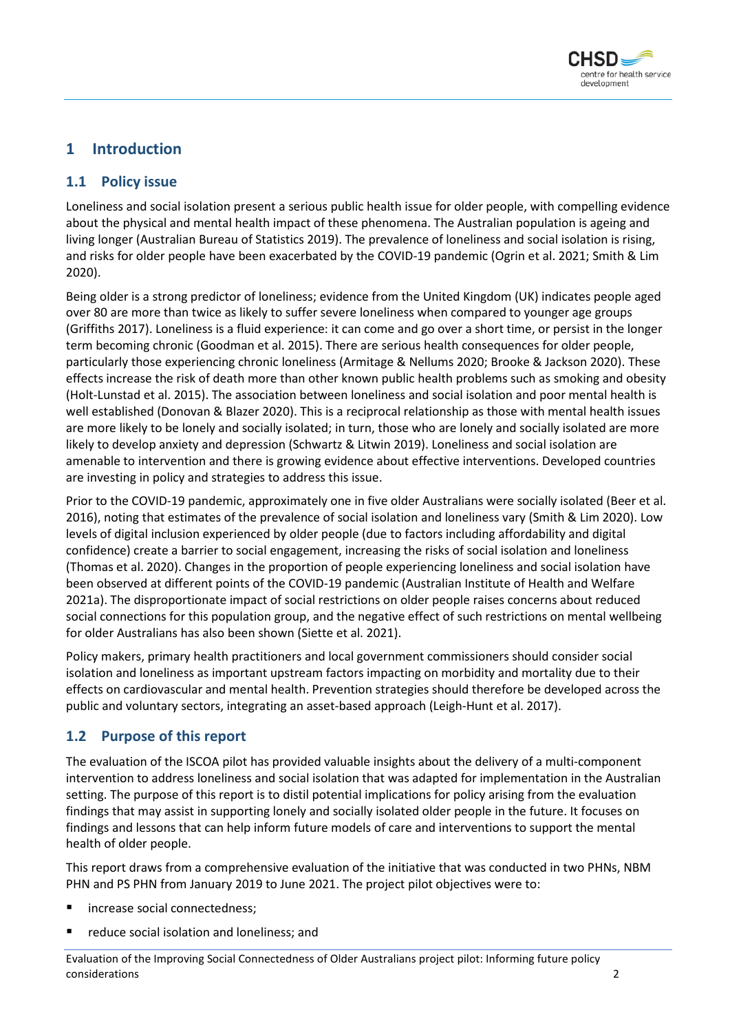# 1 Introduction

## 1.1 Policy issue

Loneliness and social isolation present a serious public health issue for older people, with compelling evidence about the physical and mental health impact of these phenomena. The Australian population is ageing and living longer (Australian Bureau of Statistics 2019). The prevalence of loneliness and social isolation is rising, and risks for older people have been exacerbated by the COVID-19 pandemic (Ogrin et al. 2021; Smith & Lim 2020).

Being older is a strong predictor of loneliness; evidence from the United Kingdom (UK) indicates people aged over 80 are more than twice as likely to suffer severe loneliness when compared to younger age groups (Griffiths 2017). Loneliness is a fluid experience: it can come and go over a short time, or persist in the longer term becoming chronic (Goodman et al. 2015). There are serious health consequences for older people, particularly those experiencing chronic loneliness (Armitage & Nellums 2020; Brooke & Jackson 2020). These effects increase the risk of death more than other known public health problems such as smoking and obesity (Holt-Lunstad et al. 2015). The association between loneliness and social isolation and poor mental health is well established (Donovan & Blazer 2020). This is a reciprocal relationship as those with mental health issues are more likely to be lonely and socially isolated; in turn, those who are lonely and socially isolated are more likely to develop anxiety and depression (Schwartz & Litwin 2019). Loneliness and social isolation are amenable to intervention and there is growing evidence about effective interventions. Developed countries are investing in policy and strategies to address this issue.

Prior to the COVID-19 pandemic, approximately one in five older Australians were socially isolated (Beer et al. 2016), noting that estimates of the prevalence of social isolation and loneliness vary (Smith & Lim 2020). Low levels of digital inclusion experienced by older people (due to factors including affordability and digital confidence) create a barrier to social engagement, increasing the risks of social isolation and loneliness (Thomas et al. 2020). Changes in the proportion of people experiencing loneliness and social isolation have been observed at different points of the COVID-19 pandemic (Australian Institute of Health and Welfare 2021a). The disproportionate impact of social restrictions on older people raises concerns about reduced social connections for this population group, and the negative effect of such restrictions on mental wellbeing for older Australians has also been shown (Siette et al. 2021).

Policy makers, primary health practitioners and local government commissioners should consider social isolation and loneliness as important upstream factors impacting on morbidity and mortality due to their effects on cardiovascular and mental health. Prevention strategies should therefore be developed across the public and voluntary sectors, integrating an asset-based approach (Leigh-Hunt et al. 2017).

## 1.2 Purpose of this report

The evaluation of the ISCOA pilot has provided valuable insights about the delivery of a multi-component intervention to address loneliness and social isolation that was adapted for implementation in the Australian setting. The purpose of this report is to distil potential implications for policy arising from the evaluation findings that may assist in supporting lonely and socially isolated older people in the future. It focuses on findings and lessons that can help inform future models of care and interventions to support the mental health of older people.

This report draws from a comprehensive evaluation of the initiative that was conducted in two PHNs, NBM PHN and PS PHN from January 2019 to June 2021. The project pilot objectives were to:

- increase social connectedness;
- reduce social isolation and loneliness; and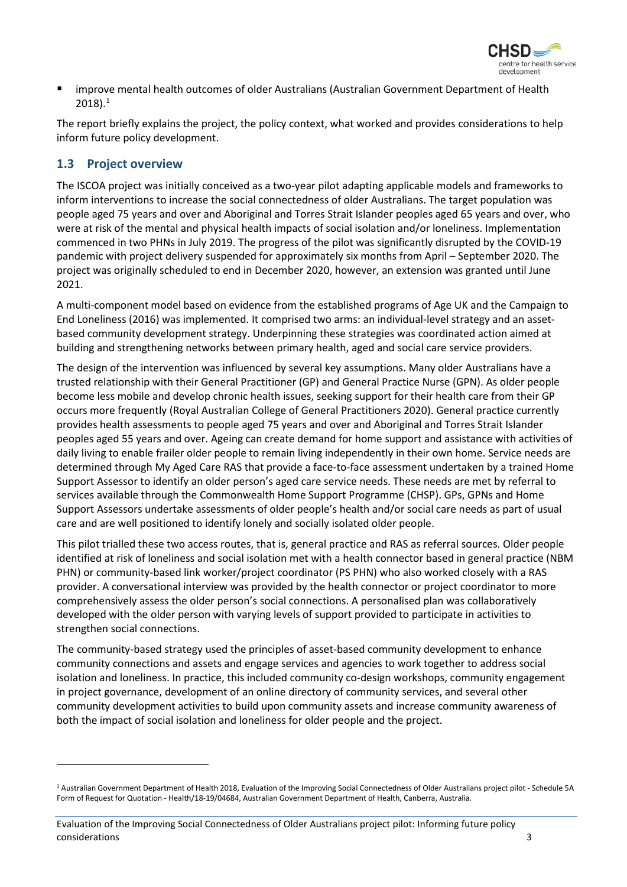- improve mental health outcomes of older Australians (Australian Government Department of Health 2018).[1]

The report briefly explains the project, the policy context, what worked and provides considerations to help inform future policy development.

## 1.3 Project overview

The ISCOA project was initially conceived as a two-year pilot adapting applicable models and frameworks to inform interventions to increase the social connectedness of older Australians. The target population was people aged 75 years and over and Aboriginal and Torres Strait Islander peoples aged 65 years and over, who were at risk of the mental and physical health impacts of social isolation and/or loneliness. Implementation commenced in two PHNs in July 2019. The progress of the pilot was significantly disrupted by the COVID-19 pandemic with project delivery suspended for approximately six months from April – September 2020. The project was originally scheduled to end in December 2020, however, an extension was granted until June 2021.

A multi-component model based on evidence from the established programs of Age UK and the Campaign to End Loneliness (2016) was implemented. It comprised two arms: an individual-level strategy and an asset-based community development strategy. Underpinning these strategies was coordinated action aimed at building and strengthening networks between primary health, aged and social care service providers.

The design of the intervention was influenced by several key assumptions. Many older Australians have a trusted relationship with their General Practitioner (GP) and General Practice Nurse (GPN). As older people become less mobile and develop chronic health issues, seeking support for their health care from their GP occurs more frequently (Royal Australian College of General Practitioners 2020). General practice currently provides health assessments to people aged 75 years and over and Aboriginal and Torres Strait Islander peoples aged 55 years and over. Ageing can create demand for home support and assistance with activities of daily living to enable frailer older people to remain living independently in their own home. Service needs are determined through My Aged Care RAS that provide a face-to-face assessment undertaken by a trained Home Support Assessor to identify an older person's aged care service needs. These needs are met by referral to services available through the Commonwealth Home Support Programme (CHSP). GPs, GPNs and Home Support Assessors undertake assessments of older people's health and/or social care needs as part of usual care and are well positioned to identify lonely and socially isolated older people.

This pilot trialled these two access routes, that is, general practice and RAS as referral sources. Older people identified at risk of loneliness and social isolation met with a health connector based in general practice (NBM PHN) or community-based link worker/project coordinator (PS PHN) who also worked closely with a RAS provider. A conversational interview was provided by the health connector or project coordinator to more comprehensively assess the older person's social connections. A personalised plan was collaboratively developed with the older person with varying levels of support provided to participate in activities to strengthen social connections.

The community-based strategy used the principles of asset-based community development to enhance community connections and assets and engage services and agencies to work together to address social isolation and loneliness. In practice, this included community co-design workshops, community engagement in project governance, development of an online directory of community services, and several other community development activities to build upon community assets and increase community awareness of both the impact of social isolation and loneliness for older people and the project.

---

[1] Australian Government Department of Health 2018, Evaluation of the Improving Social Connectedness of Older Australians project pilot - Schedule 5A Form of Request for Quotation - Health/18-19/04684, Australian Government Department of Health, Canberra, Australia.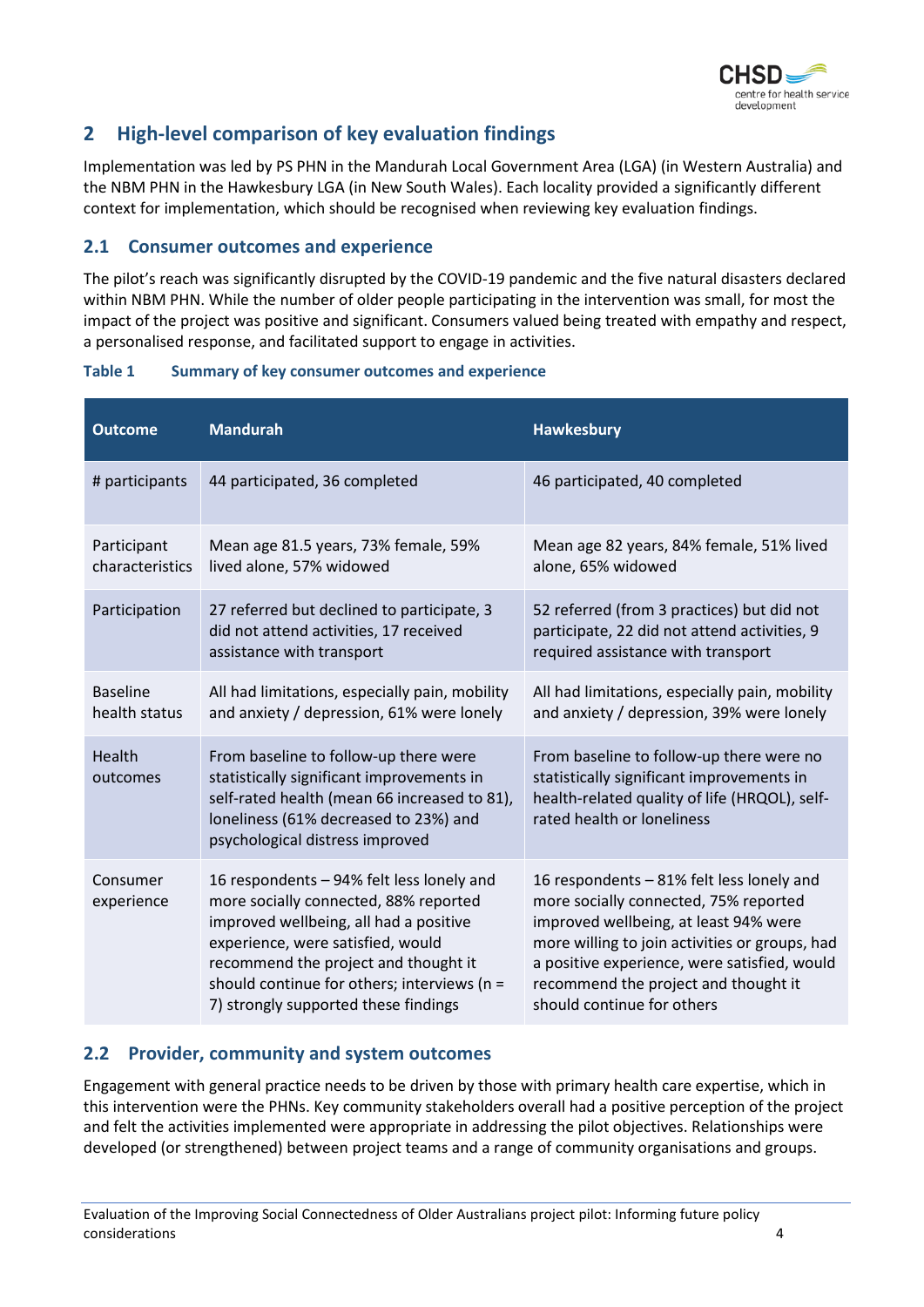## 2 High-level comparison of key evaluation findings

Implementation was led by PS PHN in the Mandurah Local Government Area (LGA) (in Western Australia) and the NBM PHN in the Hawkesbury LGA (in New South Wales). Each locality provided a significantly different context for implementation, which should be recognised when reviewing key evaluation findings.

### 2.1 Consumer outcomes and experience

The pilot's reach was significantly disrupted by the COVID-19 pandemic and the five natural disasters declared within NBM PHN. While the number of older people participating in the intervention was small, for most the impact of the project was positive and significant. Consumers valued being treated with empathy and respect, a personalised response, and facilitated support to engage in activities.

**Table 1 Summary of key consumer outcomes and experience**

| Outcome | Mandurah | Hawkesbury |
|---|---|---|
| # participants | 44 participated, 36 completed | 46 participated, 40 completed |
| Participant characteristics | Mean age 81.5 years, 73% female, 59% lived alone, 57% widowed | Mean age 82 years, 84% female, 51% lived alone, 65% widowed |
| Participation | 27 referred but declined to participate, 3 did not attend activities, 17 received assistance with transport | 52 referred (from 3 practices) but did not participate, 22 did not attend activities, 9 required assistance with transport |
| Baseline health status | All had limitations, especially pain, mobility and anxiety / depression, 61% were lonely | All had limitations, especially pain, mobility and anxiety / depression, 39% were lonely |
| Health outcomes | From baseline to follow-up there were statistically significant improvements in self-rated health (mean 66 increased to 81), loneliness (61% decreased to 23%) and psychological distress improved | From baseline to follow-up there were no statistically significant improvements in health-related quality of life (HRQOL), self-rated health or loneliness |
| Consumer experience | 16 respondents – 94% felt less lonely and more socially connected, 88% reported improved wellbeing, all had a positive experience, were satisfied, would recommend the project and thought it should continue for others; interviews (n = 7) strongly supported these findings | 16 respondents – 81% felt less lonely and more socially connected, 75% reported improved wellbeing, at least 94% were more willing to join activities or groups, had a positive experience, were satisfied, would recommend the project and thought it should continue for others |

### 2.2 Provider, community and system outcomes

Engagement with general practice needs to be driven by those with primary health care expertise, which in this intervention were the PHNs. Key community stakeholders overall had a positive perception of the project and felt the activities implemented were appropriate in addressing the pilot objectives. Relationships were developed (or strengthened) between project teams and a range of community organisations and groups.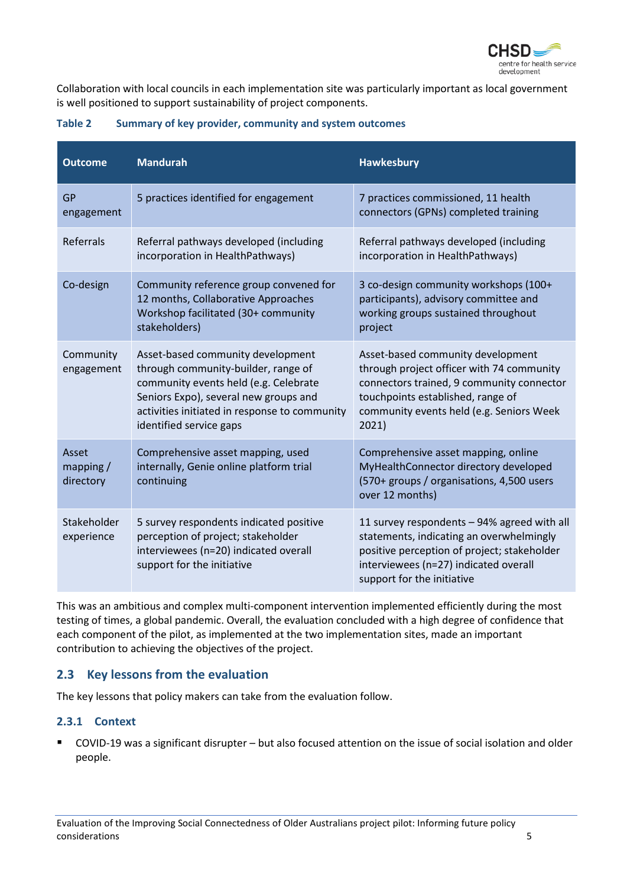Collaboration with local councils in each implementation site was particularly important as local government is well positioned to support sustainability of project components.

**Table 2 Summary of key provider, community and system outcomes**

| Outcome | Mandurah | Hawkesbury |
| --- | --- | --- |
| GP engagement | 5 practices identified for engagement | 7 practices commissioned, 11 health connectors (GPNs) completed training |
| Referrals | Referral pathways developed (including incorporation in HealthPathways) | Referral pathways developed (including incorporation in HealthPathways) |
| Co-design | Community reference group convened for 12 months, Collaborative Approaches Workshop facilitated (30+ community stakeholders) | 3 co-design community workshops (100+ participants), advisory committee and working groups sustained throughout project |
| Community engagement | Asset-based community development through community-builder, range of community events held (e.g. Celebrate Seniors Expo), several new groups and activities initiated in response to community identified service gaps | Asset-based community development through project officer with 74 community connectors trained, 9 community connector touchpoints established, range of community events held (e.g. Seniors Week 2021) |
| Asset mapping / directory | Comprehensive asset mapping, used internally, Genie online platform trial continuing | Comprehensive asset mapping, online MyHealthConnector directory developed (570+ groups / organisations, 4,500 users over 12 months) |
| Stakeholder experience | 5 survey respondents indicated positive perception of project; stakeholder interviewees (n=20) indicated overall support for the initiative | 11 survey respondents – 94% agreed with all statements, indicating an overwhelmingly positive perception of project; stakeholder interviewees (n=27) indicated overall support for the initiative |

This was an ambitious and complex multi-component intervention implemented efficiently during the most testing of times, a global pandemic. Overall, the evaluation concluded with a high degree of confidence that each component of the pilot, as implemented at the two implementation sites, made an important contribution to achieving the objectives of the project.

## 2.3 Key lessons from the evaluation

The key lessons that policy makers can take from the evaluation follow.

### 2.3.1 Context

- COVID-19 was a significant disrupter – but also focused attention on the issue of social isolation and older people.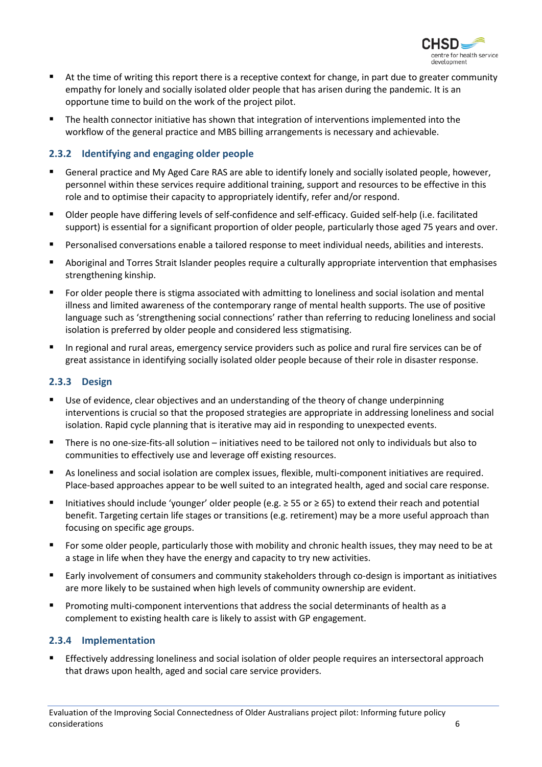- At the time of writing this report there is a receptive context for change, in part due to greater community empathy for lonely and socially isolated older people that has arisen during the pandemic. It is an opportune time to build on the work of the project pilot.
- The health connector initiative has shown that integration of interventions implemented into the workflow of the general practice and MBS billing arrangements is necessary and achievable.

### 2.3.2 Identifying and engaging older people

- General practice and My Aged Care RAS are able to identify lonely and socially isolated people, however, personnel within these services require additional training, support and resources to be effective in this role and to optimise their capacity to appropriately identify, refer and/or respond.
- Older people have differing levels of self-confidence and self-efficacy. Guided self-help (i.e. facilitated support) is essential for a significant proportion of older people, particularly those aged 75 years and over.
- Personalised conversations enable a tailored response to meet individual needs, abilities and interests.
- Aboriginal and Torres Strait Islander peoples require a culturally appropriate intervention that emphasises strengthening kinship.
- For older people there is stigma associated with admitting to loneliness and social isolation and mental illness and limited awareness of the contemporary range of mental health supports. The use of positive language such as 'strengthening social connections' rather than referring to reducing loneliness and social isolation is preferred by older people and considered less stigmatising.
- In regional and rural areas, emergency service providers such as police and rural fire services can be of great assistance in identifying socially isolated older people because of their role in disaster response.

### 2.3.3 Design

- Use of evidence, clear objectives and an understanding of the theory of change underpinning interventions is crucial so that the proposed strategies are appropriate in addressing loneliness and social isolation. Rapid cycle planning that is iterative may aid in responding to unexpected events.
- There is no one-size-fits-all solution – initiatives need to be tailored not only to individuals but also to communities to effectively use and leverage off existing resources.
- As loneliness and social isolation are complex issues, flexible, multi-component initiatives are required. Place-based approaches appear to be well suited to an integrated health, aged and social care response.
- Initiatives should include 'younger' older people (e.g. ≥ 55 or ≥ 65) to extend their reach and potential benefit. Targeting certain life stages or transitions (e.g. retirement) may be a more useful approach than focusing on specific age groups.
- For some older people, particularly those with mobility and chronic health issues, they may need to be at a stage in life when they have the energy and capacity to try new activities.
- Early involvement of consumers and community stakeholders through co-design is important as initiatives are more likely to be sustained when high levels of community ownership are evident.
- Promoting multi-component interventions that address the social determinants of health as a complement to existing health care is likely to assist with GP engagement.

### 2.3.4 Implementation

- Effectively addressing loneliness and social isolation of older people requires an intersectoral approach that draws upon health, aged and social care service providers.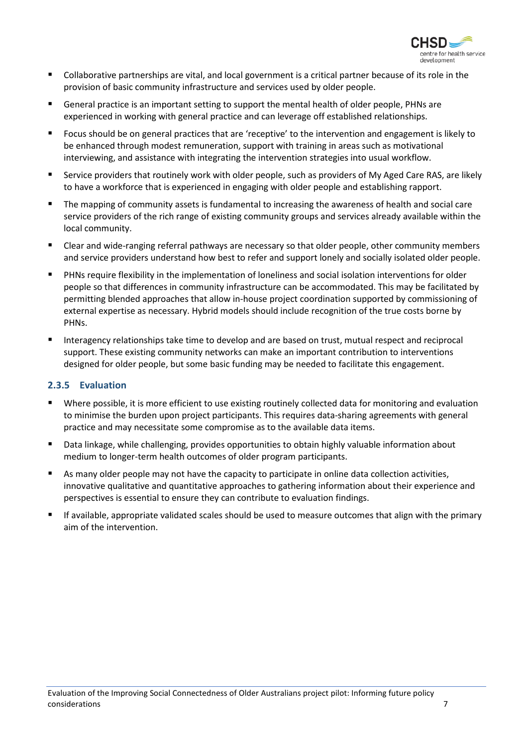- Collaborative partnerships are vital, and local government is a critical partner because of its role in the provision of basic community infrastructure and services used by older people.
- General practice is an important setting to support the mental health of older people, PHNs are experienced in working with general practice and can leverage off established relationships.
- Focus should be on general practices that are 'receptive' to the intervention and engagement is likely to be enhanced through modest remuneration, support with training in areas such as motivational interviewing, and assistance with integrating the intervention strategies into usual workflow.
- Service providers that routinely work with older people, such as providers of My Aged Care RAS, are likely to have a workforce that is experienced in engaging with older people and establishing rapport.
- The mapping of community assets is fundamental to increasing the awareness of health and social care service providers of the rich range of existing community groups and services already available within the local community.
- Clear and wide-ranging referral pathways are necessary so that older people, other community members and service providers understand how best to refer and support lonely and socially isolated older people.
- PHNs require flexibility in the implementation of loneliness and social isolation interventions for older people so that differences in community infrastructure can be accommodated. This may be facilitated by permitting blended approaches that allow in-house project coordination supported by commissioning of external expertise as necessary. Hybrid models should include recognition of the true costs borne by PHNs.
- Interagency relationships take time to develop and are based on trust, mutual respect and reciprocal support. These existing community networks can make an important contribution to interventions designed for older people, but some basic funding may be needed to facilitate this engagement.

### 2.3.5 Evaluation

- Where possible, it is more efficient to use existing routinely collected data for monitoring and evaluation to minimise the burden upon project participants. This requires data-sharing agreements with general practice and may necessitate some compromise as to the available data items.
- Data linkage, while challenging, provides opportunities to obtain highly valuable information about medium to longer-term health outcomes of older program participants.
- As many older people may not have the capacity to participate in online data collection activities, innovative qualitative and quantitative approaches to gathering information about their experience and perspectives is essential to ensure they can contribute to evaluation findings.
- If available, appropriate validated scales should be used to measure outcomes that align with the primary aim of the intervention.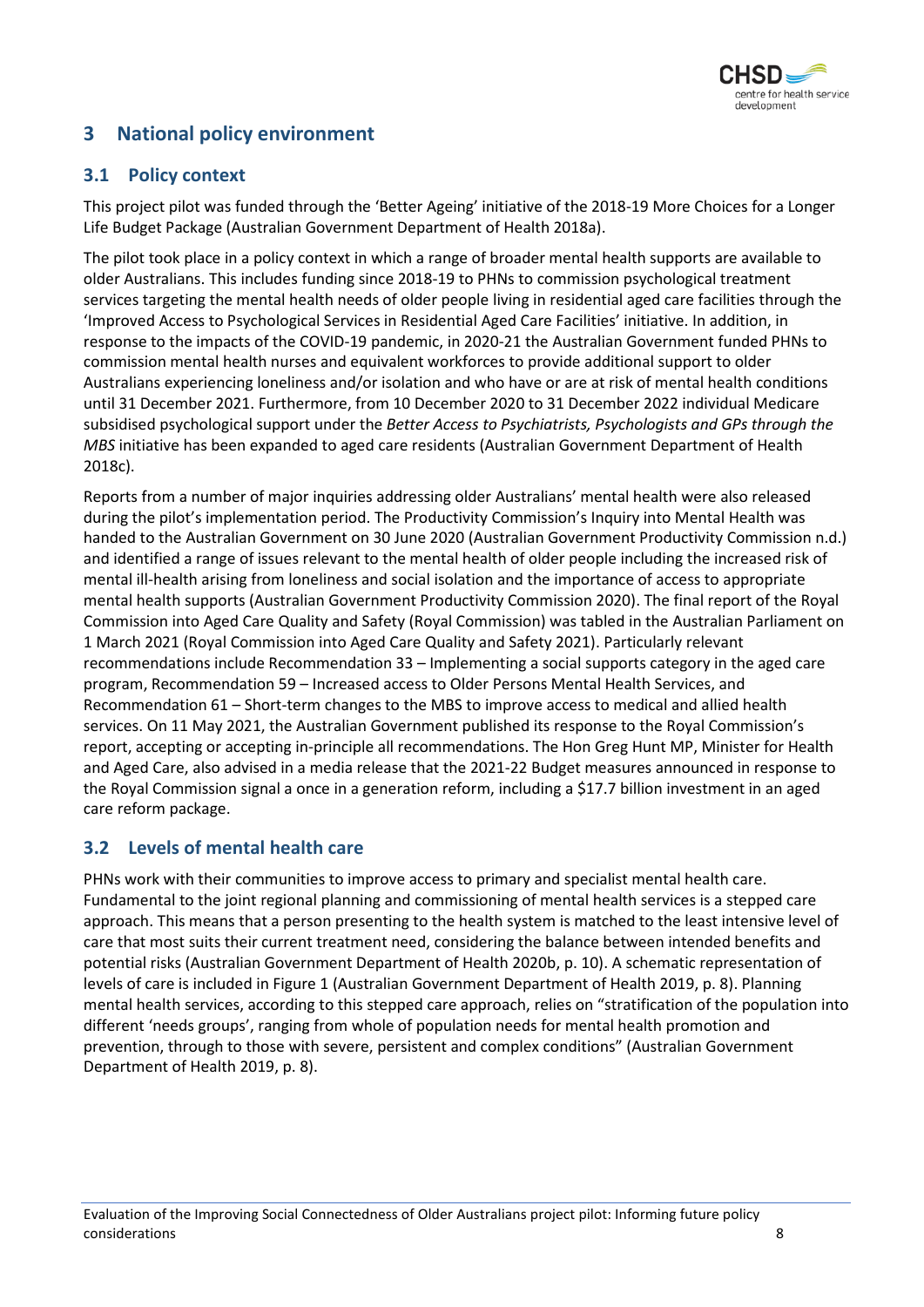# 3 National policy environment

## 3.1 Policy context

This project pilot was funded through the 'Better Ageing' initiative of the 2018-19 More Choices for a Longer Life Budget Package (Australian Government Department of Health 2018a).

The pilot took place in a policy context in which a range of broader mental health supports are available to older Australians. This includes funding since 2018-19 to PHNs to commission psychological treatment services targeting the mental health needs of older people living in residential aged care facilities through the 'Improved Access to Psychological Services in Residential Aged Care Facilities' initiative. In addition, in response to the impacts of the COVID-19 pandemic, in 2020-21 the Australian Government funded PHNs to commission mental health nurses and equivalent workforces to provide additional support to older Australians experiencing loneliness and/or isolation and who have or are at risk of mental health conditions until 31 December 2021. Furthermore, from 10 December 2020 to 31 December 2022 individual Medicare subsidised psychological support under the *Better Access to Psychiatrists, Psychologists and GPs through the MBS* initiative has been expanded to aged care residents (Australian Government Department of Health 2018c).

Reports from a number of major inquiries addressing older Australians' mental health were also released during the pilot's implementation period. The Productivity Commission's Inquiry into Mental Health was handed to the Australian Government on 30 June 2020 (Australian Government Productivity Commission n.d.) and identified a range of issues relevant to the mental health of older people including the increased risk of mental ill-health arising from loneliness and social isolation and the importance of access to appropriate mental health supports (Australian Government Productivity Commission 2020). The final report of the Royal Commission into Aged Care Quality and Safety (Royal Commission) was tabled in the Australian Parliament on 1 March 2021 (Royal Commission into Aged Care Quality and Safety 2021). Particularly relevant recommendations include Recommendation 33 – Implementing a social supports category in the aged care program, Recommendation 59 – Increased access to Older Persons Mental Health Services, and Recommendation 61 – Short-term changes to the MBS to improve access to medical and allied health services. On 11 May 2021, the Australian Government published its response to the Royal Commission's report, accepting or accepting in-principle all recommendations. The Hon Greg Hunt MP, Minister for Health and Aged Care, also advised in a media release that the 2021-22 Budget measures announced in response to the Royal Commission signal a once in a generation reform, including a $17.7 billion investment in an aged care reform package.

## 3.2 Levels of mental health care

PHNs work with their communities to improve access to primary and specialist mental health care. Fundamental to the joint regional planning and commissioning of mental health services is a stepped care approach. This means that a person presenting to the health system is matched to the least intensive level of care that most suits their current treatment need, considering the balance between intended benefits and potential risks (Australian Government Department of Health 2020b, p. 10). A schematic representation of levels of care is included in Figure 1 (Australian Government Department of Health 2019, p. 8). Planning mental health services, according to this stepped care approach, relies on "stratification of the population into different 'needs groups', ranging from whole of population needs for mental health promotion and prevention, through to those with severe, persistent and complex conditions" (Australian Government Department of Health 2019, p. 8).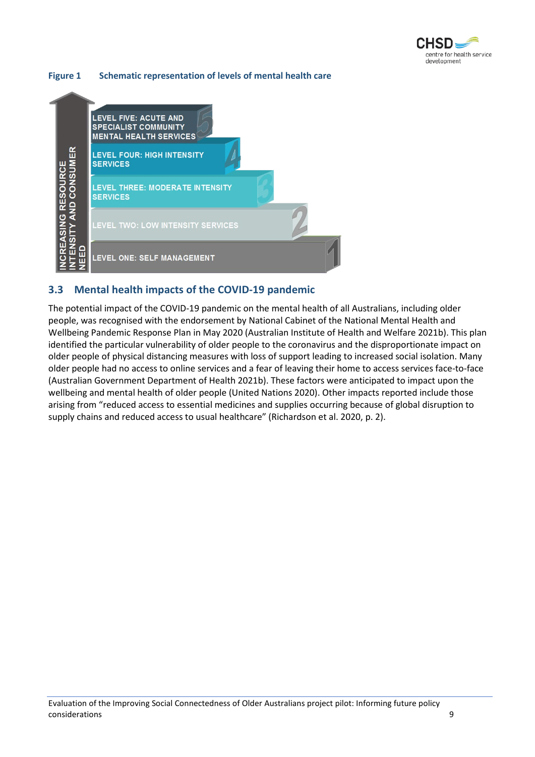**Figure 1 Schematic representation of levels of mental health care**

INCREASING RESOURCE INTENSITY AND CONSUMER NEED

- LEVEL FIVE: ACUTE AND SPECIALIST COMMUNITY MENTAL HEALTH SERVICES
- LEVEL FOUR: HIGH INTENSITY SERVICES
- LEVEL THREE: MODERATE INTENSITY SERVICES
- LEVEL TWO: LOW INTENSITY SERVICES
- LEVEL ONE: SELF MANAGEMENT

## 3.3 Mental health impacts of the COVID-19 pandemic

The potential impact of the COVID-19 pandemic on the mental health of all Australians, including older people, was recognised with the endorsement by National Cabinet of the National Mental Health and Wellbeing Pandemic Response Plan in May 2020 (Australian Institute of Health and Welfare 2021b). This plan identified the particular vulnerability of older people to the coronavirus and the disproportionate impact on older people of physical distancing measures with loss of support leading to increased social isolation. Many older people had no access to online services and a fear of leaving their home to access services face-to-face (Australian Government Department of Health 2021b). These factors were anticipated to impact upon the wellbeing and mental health of older people (United Nations 2020). Other impacts reported include those arising from "reduced access to essential medicines and supplies occurring because of global disruption to supply chains and reduced access to usual healthcare" (Richardson et al. 2020, p. 2).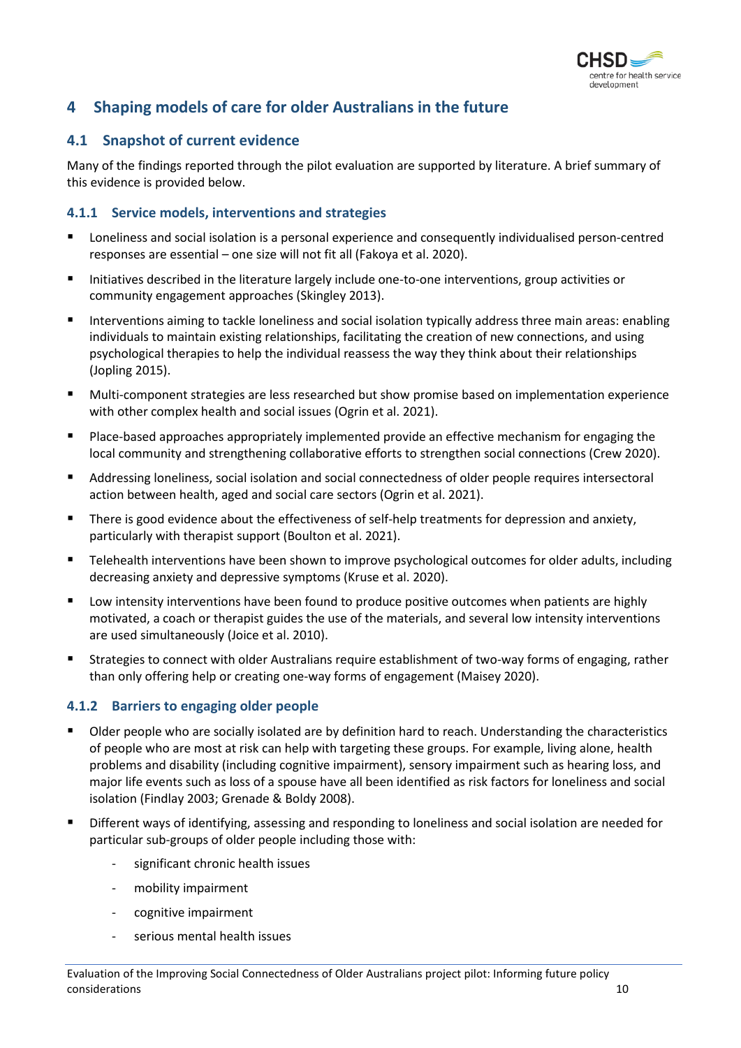# 4 Shaping models of care for older Australians in the future

## 4.1 Snapshot of current evidence

Many of the findings reported through the pilot evaluation are supported by literature. A brief summary of this evidence is provided below.

### 4.1.1 Service models, interventions and strategies

- Loneliness and social isolation is a personal experience and consequently individualised person-centred responses are essential – one size will not fit all (Fakoya et al. 2020).
- Initiatives described in the literature largely include one-to-one interventions, group activities or community engagement approaches (Skingley 2013).
- Interventions aiming to tackle loneliness and social isolation typically address three main areas: enabling individuals to maintain existing relationships, facilitating the creation of new connections, and using psychological therapies to help the individual reassess the way they think about their relationships (Jopling 2015).
- Multi-component strategies are less researched but show promise based on implementation experience with other complex health and social issues (Ogrin et al. 2021).
- Place-based approaches appropriately implemented provide an effective mechanism for engaging the local community and strengthening collaborative efforts to strengthen social connections (Crew 2020).
- Addressing loneliness, social isolation and social connectedness of older people requires intersectoral action between health, aged and social care sectors (Ogrin et al. 2021).
- There is good evidence about the effectiveness of self-help treatments for depression and anxiety, particularly with therapist support (Boulton et al. 2021).
- Telehealth interventions have been shown to improve psychological outcomes for older adults, including decreasing anxiety and depressive symptoms (Kruse et al. 2020).
- Low intensity interventions have been found to produce positive outcomes when patients are highly motivated, a coach or therapist guides the use of the materials, and several low intensity interventions are used simultaneously (Joice et al. 2010).
- Strategies to connect with older Australians require establishment of two-way forms of engaging, rather than only offering help or creating one-way forms of engagement (Maisey 2020).

### 4.1.2 Barriers to engaging older people

- Older people who are socially isolated are by definition hard to reach. Understanding the characteristics of people who are most at risk can help with targeting these groups. For example, living alone, health problems and disability (including cognitive impairment), sensory impairment such as hearing loss, and major life events such as loss of a spouse have all been identified as risk factors for loneliness and social isolation (Findlay 2003; Grenade & Boldy 2008).
- Different ways of identifying, assessing and responding to loneliness and social isolation are needed for particular sub-groups of older people including those with:
  - significant chronic health issues
  - mobility impairment
  - cognitive impairment
  - serious mental health issues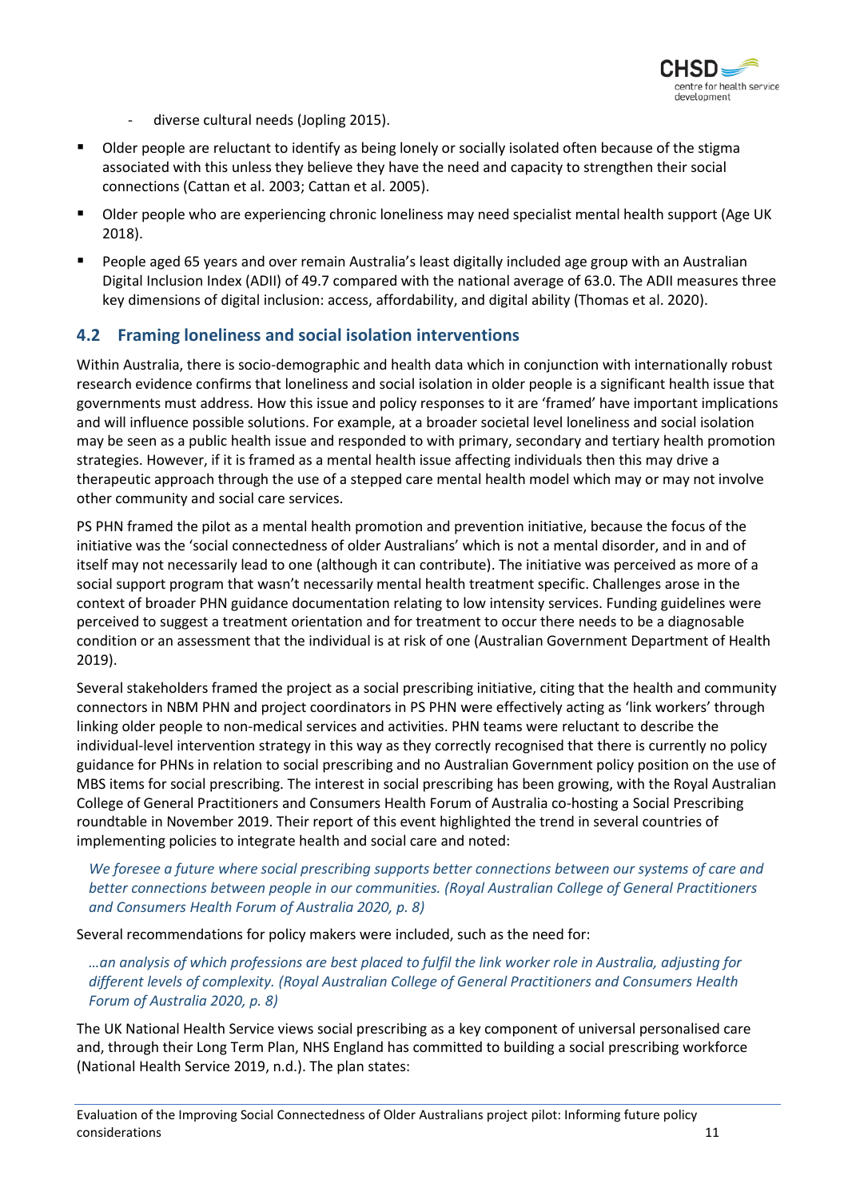- diverse cultural needs (Jopling 2015).

- Older people are reluctant to identify as being lonely or socially isolated often because of the stigma associated with this unless they believe they have the need and capacity to strengthen their social connections (Cattan et al. 2003; Cattan et al. 2005).
- Older people who are experiencing chronic loneliness may need specialist mental health support (Age UK 2018).
- People aged 65 years and over remain Australia's least digitally included age group with an Australian Digital Inclusion Index (ADII) of 49.7 compared with the national average of 63.0. The ADII measures three key dimensions of digital inclusion: access, affordability, and digital ability (Thomas et al. 2020).

## 4.2 Framing loneliness and social isolation interventions

Within Australia, there is socio-demographic and health data which in conjunction with internationally robust research evidence confirms that loneliness and social isolation in older people is a significant health issue that governments must address. How this issue and policy responses to it are 'framed' have important implications and will influence possible solutions. For example, at a broader societal level loneliness and social isolation may be seen as a public health issue and responded to with primary, secondary and tertiary health promotion strategies. However, if it is framed as a mental health issue affecting individuals then this may drive a therapeutic approach through the use of a stepped care mental health model which may or may not involve other community and social care services.

PS PHN framed the pilot as a mental health promotion and prevention initiative, because the focus of the initiative was the 'social connectedness of older Australians' which is not a mental disorder, and in and of itself may not necessarily lead to one (although it can contribute). The initiative was perceived as more of a social support program that wasn't necessarily mental health treatment specific. Challenges arose in the context of broader PHN guidance documentation relating to low intensity services. Funding guidelines were perceived to suggest a treatment orientation and for treatment to occur there needs to be a diagnosable condition or an assessment that the individual is at risk of one (Australian Government Department of Health 2019).

Several stakeholders framed the project as a social prescribing initiative, citing that the health and community connectors in NBM PHN and project coordinators in PS PHN were effectively acting as 'link workers' through linking older people to non-medical services and activities. PHN teams were reluctant to describe the individual-level intervention strategy in this way as they correctly recognised that there is currently no policy guidance for PHNs in relation to social prescribing and no Australian Government policy position on the use of MBS items for social prescribing. The interest in social prescribing has been growing, with the Royal Australian College of General Practitioners and Consumers Health Forum of Australia co-hosting a Social Prescribing roundtable in November 2019. Their report of this event highlighted the trend in several countries of implementing policies to integrate health and social care and noted:

> *We foresee a future where social prescribing supports better connections between our systems of care and better connections between people in our communities. (Royal Australian College of General Practitioners and Consumers Health Forum of Australia 2020, p. 8)*

Several recommendations for policy makers were included, such as the need for:

> *…an analysis of which professions are best placed to fulfil the link worker role in Australia, adjusting for different levels of complexity. (Royal Australian College of General Practitioners and Consumers Health Forum of Australia 2020, p. 8)*

The UK National Health Service views social prescribing as a key component of universal personalised care and, through their Long Term Plan, NHS England has committed to building a social prescribing workforce (National Health Service 2019, n.d.). The plan states: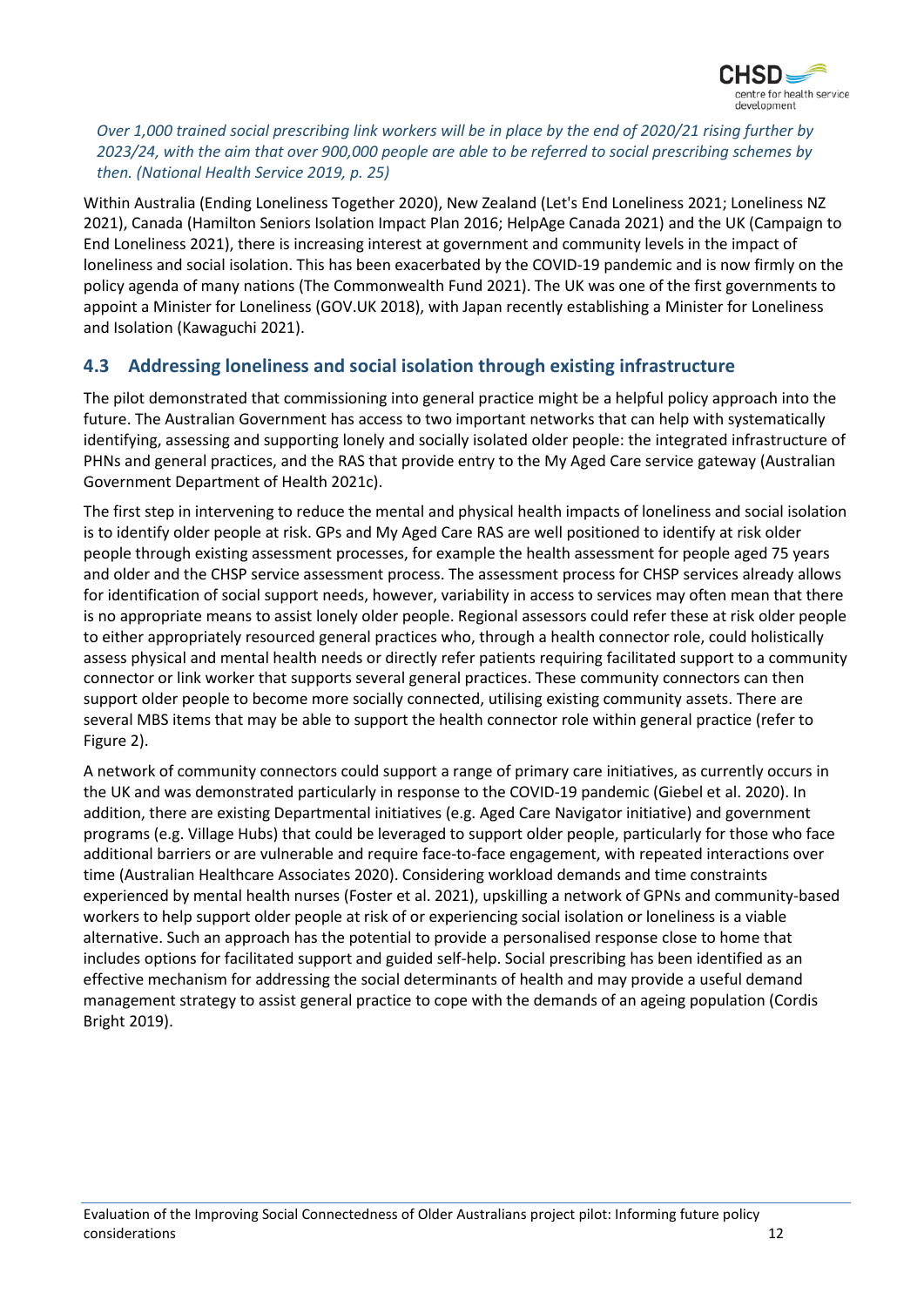*Over 1,000 trained social prescribing link workers will be in place by the end of 2020/21 rising further by 2023/24, with the aim that over 900,000 people are able to be referred to social prescribing schemes by then. (National Health Service 2019, p. 25)*

Within Australia (Ending Loneliness Together 2020), New Zealand (Let's End Loneliness 2021; Loneliness NZ 2021), Canada (Hamilton Seniors Isolation Impact Plan 2016; HelpAge Canada 2021) and the UK (Campaign to End Loneliness 2021), there is increasing interest at government and community levels in the impact of loneliness and social isolation. This has been exacerbated by the COVID-19 pandemic and is now firmly on the policy agenda of many nations (The Commonwealth Fund 2021). The UK was one of the first governments to appoint a Minister for Loneliness (GOV.UK 2018), with Japan recently establishing a Minister for Loneliness and Isolation (Kawaguchi 2021).

## 4.3 Addressing loneliness and social isolation through existing infrastructure

The pilot demonstrated that commissioning into general practice might be a helpful policy approach into the future. The Australian Government has access to two important networks that can help with systematically identifying, assessing and supporting lonely and socially isolated older people: the integrated infrastructure of PHNs and general practices, and the RAS that provide entry to the My Aged Care service gateway (Australian Government Department of Health 2021c).

The first step in intervening to reduce the mental and physical health impacts of loneliness and social isolation is to identify older people at risk. GPs and My Aged Care RAS are well positioned to identify at risk older people through existing assessment processes, for example the health assessment for people aged 75 years and older and the CHSP service assessment process. The assessment process for CHSP services already allows for identification of social support needs, however, variability in access to services may often mean that there is no appropriate means to assist lonely older people. Regional assessors could refer these at risk older people to either appropriately resourced general practices who, through a health connector role, could holistically assess physical and mental health needs or directly refer patients requiring facilitated support to a community connector or link worker that supports several general practices. These community connectors can then support older people to become more socially connected, utilising existing community assets. There are several MBS items that may be able to support the health connector role within general practice (refer to Figure 2).

A network of community connectors could support a range of primary care initiatives, as currently occurs in the UK and was demonstrated particularly in response to the COVID-19 pandemic (Giebel et al. 2020). In addition, there are existing Departmental initiatives (e.g. Aged Care Navigator initiative) and government programs (e.g. Village Hubs) that could be leveraged to support older people, particularly for those who face additional barriers or are vulnerable and require face-to-face engagement, with repeated interactions over time (Australian Healthcare Associates 2020). Considering workload demands and time constraints experienced by mental health nurses (Foster et al. 2021), upskilling a network of GPNs and community-based workers to help support older people at risk of or experiencing social isolation or loneliness is a viable alternative. Such an approach has the potential to provide a personalised response close to home that includes options for facilitated support and guided self-help. Social prescribing has been identified as an effective mechanism for addressing the social determinants of health and may provide a useful demand management strategy to assist general practice to cope with the demands of an ageing population (Cordis Bright 2019).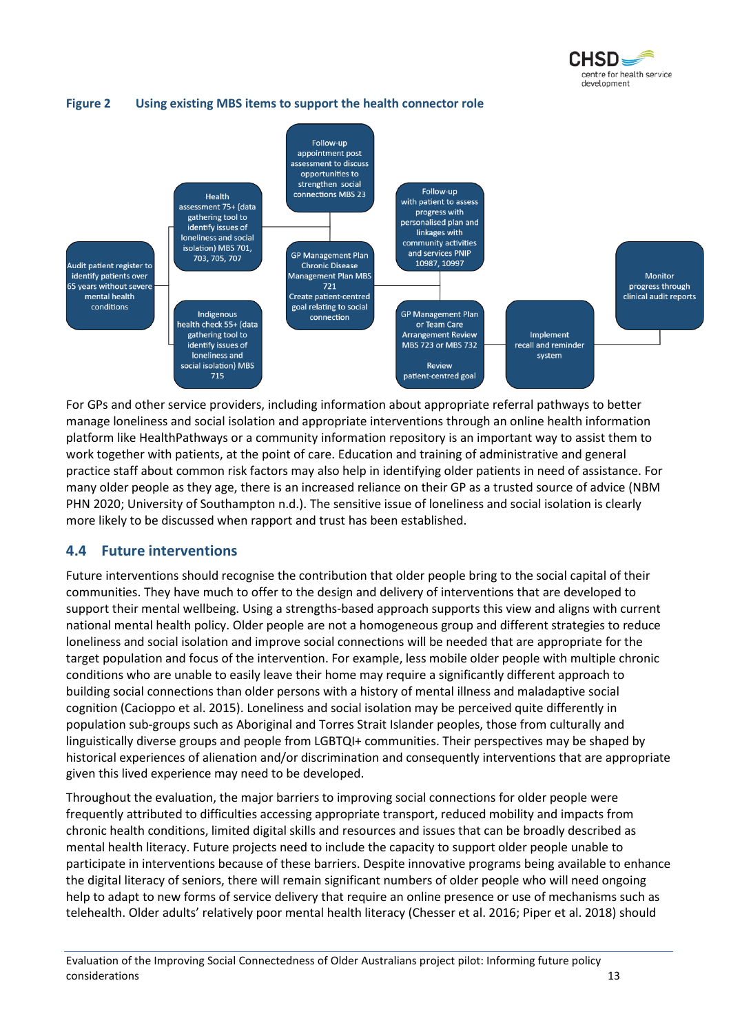**Figure 2 Using existing MBS items to support the health connector role**

- Audit patient register to identify patients over 65 years without severe mental health conditions
- Health assessment 75+ (data gathering tool to identify issues of loneliness and social isolation) MBS 701, 703, 705, 707
- Indigenous health check 55+ (data gathering tool to identify issues of loneliness and social isolation) MBS 715
- Follow-up appointment post assessment to discuss opportunities to strengthen social connections MBS 23
- GP Management Plan Chronic Disease Management Plan MBS 721 Create patient-centred goal relating to social connection
- Follow-up with patient to assess progress with personalised plan and linkages with community activities and services PNIP 10987, 10997
- GP Management Plan or Team Care Arrangement Review MBS 723 or MBS 732 Review patient-centred goal
- Implement recall and reminder system
- Monitor progress through clinical audit reports

For GPs and other service providers, including information about appropriate referral pathways to better manage loneliness and social isolation and appropriate interventions through an online health information platform like HealthPathways or a community information repository is an important way to assist them to work together with patients, at the point of care. Education and training of administrative and general practice staff about common risk factors may also help in identifying older patients in need of assistance. For many older people as they age, there is an increased reliance on their GP as a trusted source of advice (NBM PHN 2020; University of Southampton n.d.). The sensitive issue of loneliness and social isolation is clearly more likely to be discussed when rapport and trust has been established.

## 4.4 Future interventions

Future interventions should recognise the contribution that older people bring to the social capital of their communities. They have much to offer to the design and delivery of interventions that are developed to support their mental wellbeing. Using a strengths-based approach supports this view and aligns with current national mental health policy. Older people are not a homogeneous group and different strategies to reduce loneliness and social isolation and improve social connections will be needed that are appropriate for the target population and focus of the intervention. For example, less mobile older people with multiple chronic conditions who are unable to easily leave their home may require a significantly different approach to building social connections than older persons with a history of mental illness and maladaptive social cognition (Cacioppo et al. 2015). Loneliness and social isolation may be perceived quite differently in population sub-groups such as Aboriginal and Torres Strait Islander peoples, those from culturally and linguistically diverse groups and people from LGBTQI+ communities. Their perspectives may be shaped by historical experiences of alienation and/or discrimination and consequently interventions that are appropriate given this lived experience may need to be developed.

Throughout the evaluation, the major barriers to improving social connections for older people were frequently attributed to difficulties accessing appropriate transport, reduced mobility and impacts from chronic health conditions, limited digital skills and resources and issues that can be broadly described as mental health literacy. Future projects need to include the capacity to support older people unable to participate in interventions because of these barriers. Despite innovative programs being available to enhance the digital literacy of seniors, there will remain significant numbers of older people who will need ongoing help to adapt to new forms of service delivery that require an online presence or use of mechanisms such as telehealth. Older adults' relatively poor mental health literacy (Chesser et al. 2016; Piper et al. 2018) should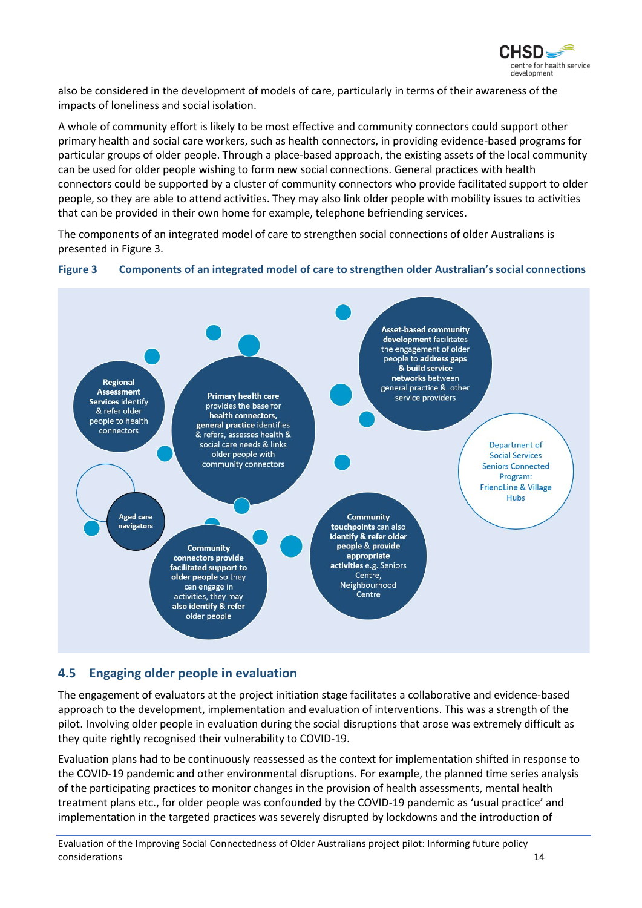also be considered in the development of models of care, particularly in terms of their awareness of the impacts of loneliness and social isolation.

A whole of community effort is likely to be most effective and community connectors could support other primary health and social care workers, such as health connectors, in providing evidence-based programs for particular groups of older people. Through a place-based approach, the existing assets of the local community can be used for older people wishing to form new social connections. General practices with health connectors could be supported by a cluster of community connectors who provide facilitated support to older people, so they are able to attend activities. They may also link older people with mobility issues to activities that can be provided in their own home for example, telephone befriending services.

The components of an integrated model of care to strengthen social connections of older Australians is presented in Figure 3.

**Figure 3 Components of an integrated model of care to strengthen older Australian's social connections**

**Regional Assessment Services** identify & refer older people to health connectors

**Primary health care** provides the base for **health connectors, general practice** identifies & refers, assesses health & social care needs & links older people with community connectors

**Asset-based community development** facilitates the engagement of older people to **address gaps & build service networks** between general practice & other service providers

Department of Social Services Seniors Connected Program: FriendLine & Village Hubs

**Aged care navigators**

**Community connectors provide facilitated support to older people** so they can engage in activities, they may **also identify & refer** older people

**Community touchpoints** can also **identify & refer older people & provide appropriate activities** e.g. Seniors Centre, Neighbourhood Centre

## 4.5 Engaging older people in evaluation

The engagement of evaluators at the project initiation stage facilitates a collaborative and evidence-based approach to the development, implementation and evaluation of interventions. This was a strength of the pilot. Involving older people in evaluation during the social disruptions that arose was extremely difficult as they quite rightly recognised their vulnerability to COVID-19.

Evaluation plans had to be continuously reassessed as the context for implementation shifted in response to the COVID-19 pandemic and other environmental disruptions. For example, the planned time series analysis of the participating practices to monitor changes in the provision of health assessments, mental health treatment plans etc., for older people was confounded by the COVID-19 pandemic as 'usual practice' and implementation in the targeted practices was severely disrupted by lockdowns and the introduction of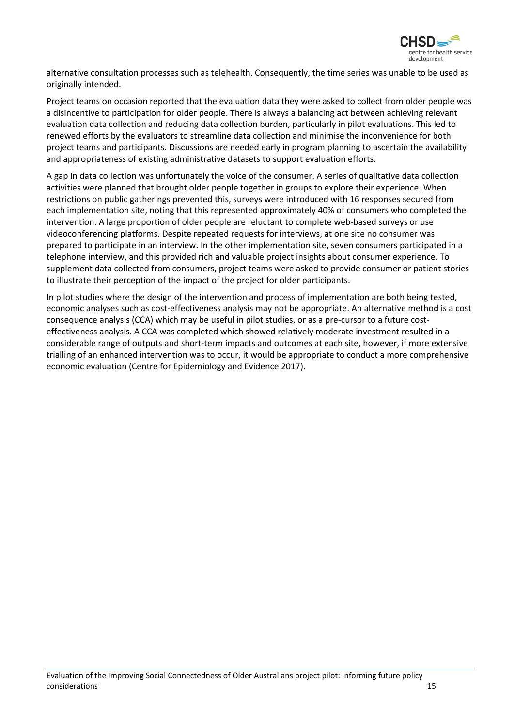alternative consultation processes such as telehealth. Consequently, the time series was unable to be used as originally intended.

Project teams on occasion reported that the evaluation data they were asked to collect from older people was a disincentive to participation for older people. There is always a balancing act between achieving relevant evaluation data collection and reducing data collection burden, particularly in pilot evaluations. This led to renewed efforts by the evaluators to streamline data collection and minimise the inconvenience for both project teams and participants. Discussions are needed early in program planning to ascertain the availability and appropriateness of existing administrative datasets to support evaluation efforts.

A gap in data collection was unfortunately the voice of the consumer. A series of qualitative data collection activities were planned that brought older people together in groups to explore their experience. When restrictions on public gatherings prevented this, surveys were introduced with 16 responses secured from each implementation site, noting that this represented approximately 40% of consumers who completed the intervention. A large proportion of older people are reluctant to complete web-based surveys or use videoconferencing platforms. Despite repeated requests for interviews, at one site no consumer was prepared to participate in an interview. In the other implementation site, seven consumers participated in a telephone interview, and this provided rich and valuable project insights about consumer experience. To supplement data collected from consumers, project teams were asked to provide consumer or patient stories to illustrate their perception of the impact of the project for older participants.

In pilot studies where the design of the intervention and process of implementation are both being tested, economic analyses such as cost-effectiveness analysis may not be appropriate. An alternative method is a cost consequence analysis (CCA) which may be useful in pilot studies, or as a pre-cursor to a future cost-effectiveness analysis. A CCA was completed which showed relatively moderate investment resulted in a considerable range of outputs and short-term impacts and outcomes at each site, however, if more extensive trialling of an enhanced intervention was to occur, it would be appropriate to conduct a more comprehensive economic evaluation (Centre for Epidemiology and Evidence 2017).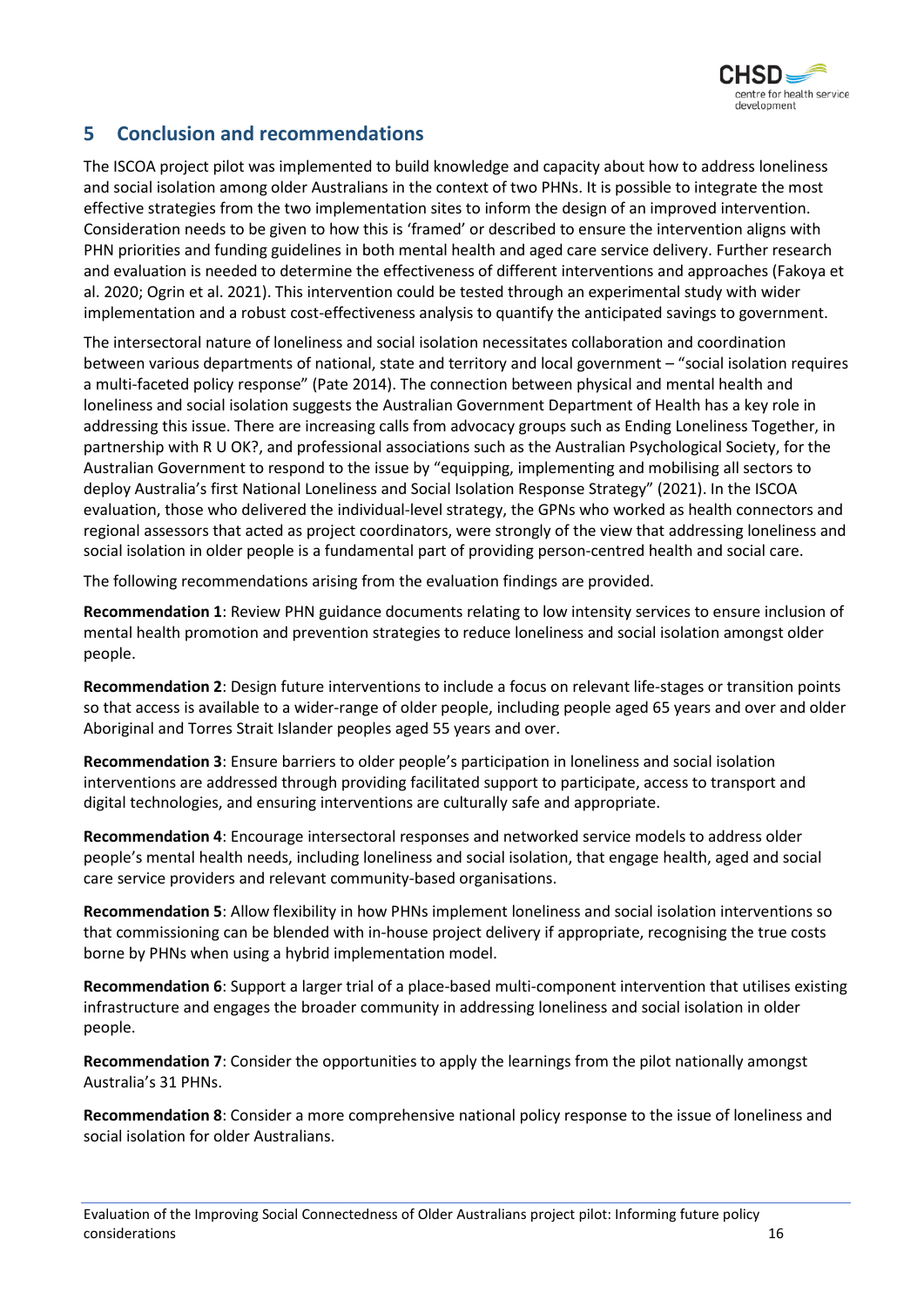## 5 Conclusion and recommendations

The ISCOA project pilot was implemented to build knowledge and capacity about how to address loneliness and social isolation among older Australians in the context of two PHNs. It is possible to integrate the most effective strategies from the two implementation sites to inform the design of an improved intervention. Consideration needs to be given to how this is 'framed' or described to ensure the intervention aligns with PHN priorities and funding guidelines in both mental health and aged care service delivery. Further research and evaluation is needed to determine the effectiveness of different interventions and approaches (Fakoya et al. 2020; Ogrin et al. 2021). This intervention could be tested through an experimental study with wider implementation and a robust cost-effectiveness analysis to quantify the anticipated savings to government.

The intersectoral nature of loneliness and social isolation necessitates collaboration and coordination between various departments of national, state and territory and local government – "social isolation requires a multi-faceted policy response" (Pate 2014). The connection between physical and mental health and loneliness and social isolation suggests the Australian Government Department of Health has a key role in addressing this issue. There are increasing calls from advocacy groups such as Ending Loneliness Together, in partnership with R U OK?, and professional associations such as the Australian Psychological Society, for the Australian Government to respond to the issue by "equipping, implementing and mobilising all sectors to deploy Australia's first National Loneliness and Social Isolation Response Strategy" (2021). In the ISCOA evaluation, those who delivered the individual-level strategy, the GPNs who worked as health connectors and regional assessors that acted as project coordinators, were strongly of the view that addressing loneliness and social isolation in older people is a fundamental part of providing person-centred health and social care.

The following recommendations arising from the evaluation findings are provided.

**Recommendation 1**: Review PHN guidance documents relating to low intensity services to ensure inclusion of mental health promotion and prevention strategies to reduce loneliness and social isolation amongst older people.

**Recommendation 2**: Design future interventions to include a focus on relevant life-stages or transition points so that access is available to a wider-range of older people, including people aged 65 years and over and older Aboriginal and Torres Strait Islander peoples aged 55 years and over.

**Recommendation 3**: Ensure barriers to older people's participation in loneliness and social isolation interventions are addressed through providing facilitated support to participate, access to transport and digital technologies, and ensuring interventions are culturally safe and appropriate.

**Recommendation 4**: Encourage intersectoral responses and networked service models to address older people's mental health needs, including loneliness and social isolation, that engage health, aged and social care service providers and relevant community-based organisations.

**Recommendation 5**: Allow flexibility in how PHNs implement loneliness and social isolation interventions so that commissioning can be blended with in-house project delivery if appropriate, recognising the true costs borne by PHNs when using a hybrid implementation model.

**Recommendation 6**: Support a larger trial of a place-based multi-component intervention that utilises existing infrastructure and engages the broader community in addressing loneliness and social isolation in older people.

**Recommendation 7**: Consider the opportunities to apply the learnings from the pilot nationally amongst Australia's 31 PHNs.

**Recommendation 8**: Consider a more comprehensive national policy response to the issue of loneliness and social isolation for older Australians.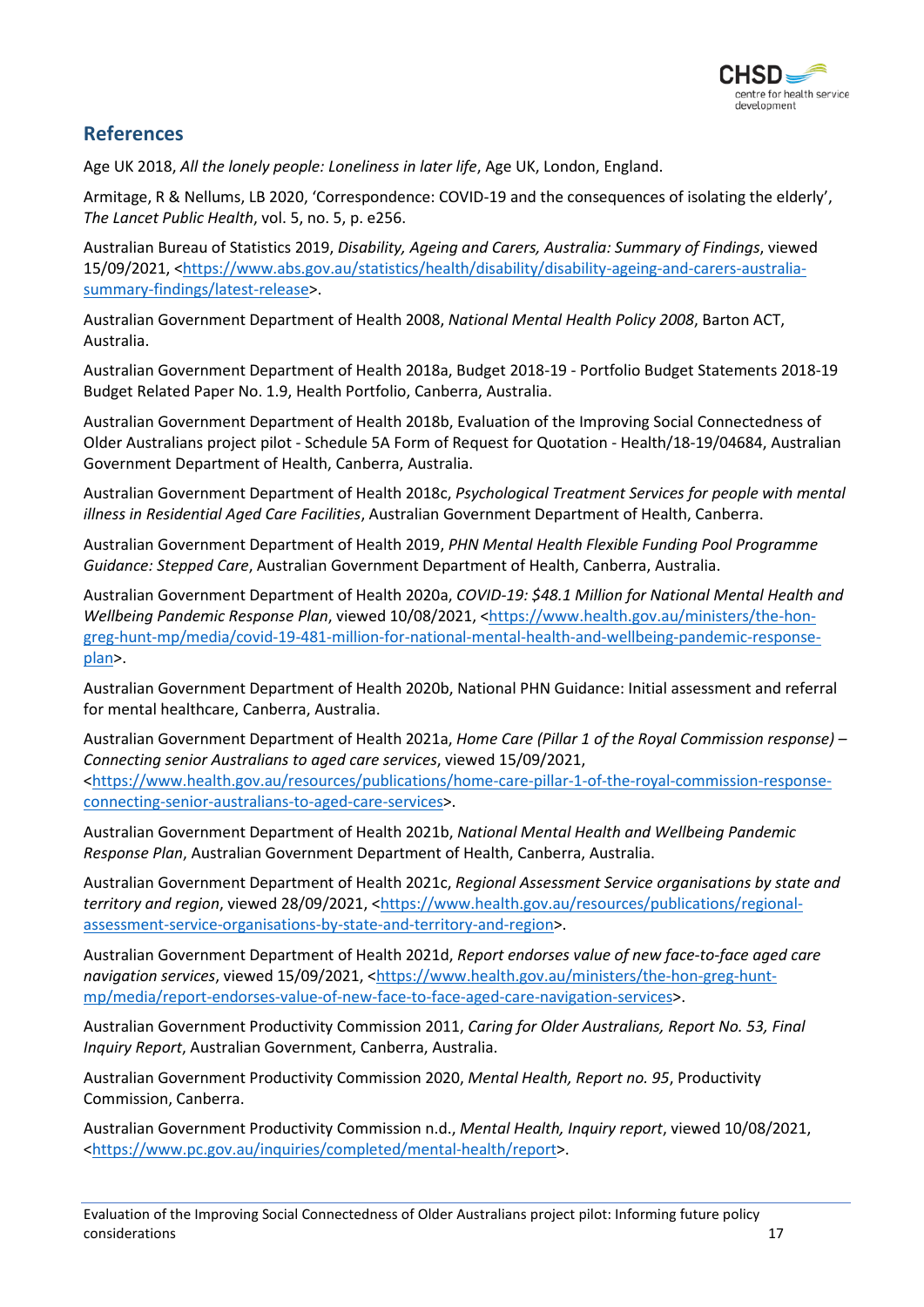## References

Age UK 2018, *All the lonely people: Loneliness in later life*, Age UK, London, England.

Armitage, R & Nellums, LB 2020, 'Correspondence: COVID-19 and the consequences of isolating the elderly', *The Lancet Public Health*, vol. 5, no. 5, p. e256.

Australian Bureau of Statistics 2019, *Disability, Ageing and Carers, Australia: Summary of Findings*, viewed 15/09/2021, <https://www.abs.gov.au/statistics/health/disability/disability-ageing-and-carers-australia-summary-findings/latest-release>.

Australian Government Department of Health 2008, *National Mental Health Policy 2008*, Barton ACT, Australia.

Australian Government Department of Health 2018a, Budget 2018-19 - Portfolio Budget Statements 2018-19 Budget Related Paper No. 1.9, Health Portfolio, Canberra, Australia.

Australian Government Department of Health 2018b, Evaluation of the Improving Social Connectedness of Older Australians project pilot - Schedule 5A Form of Request for Quotation - Health/18-19/04684, Australian Government Department of Health, Canberra, Australia.

Australian Government Department of Health 2018c, *Psychological Treatment Services for people with mental illness in Residential Aged Care Facilities*, Australian Government Department of Health, Canberra.

Australian Government Department of Health 2019, *PHN Mental Health Flexible Funding Pool Programme Guidance: Stepped Care*, Australian Government Department of Health, Canberra, Australia.

Australian Government Department of Health 2020a, *COVID-19: $48.1 Million for National Mental Health and Wellbeing Pandemic Response Plan*, viewed 10/08/2021, <https://www.health.gov.au/ministers/the-hon-greg-hunt-mp/media/covid-19-481-million-for-national-mental-health-and-wellbeing-pandemic-response-plan>.

Australian Government Department of Health 2020b, National PHN Guidance: Initial assessment and referral for mental healthcare, Canberra, Australia.

Australian Government Department of Health 2021a, *Home Care (Pillar 1 of the Royal Commission response) – Connecting senior Australians to aged care services*, viewed 15/09/2021, <https://www.health.gov.au/resources/publications/home-care-pillar-1-of-the-royal-commission-response-connecting-senior-australians-to-aged-care-services>.

Australian Government Department of Health 2021b, *National Mental Health and Wellbeing Pandemic Response Plan*, Australian Government Department of Health, Canberra, Australia.

Australian Government Department of Health 2021c, *Regional Assessment Service organisations by state and territory and region*, viewed 28/09/2021, <https://www.health.gov.au/resources/publications/regional-assessment-service-organisations-by-state-and-territory-and-region>.

Australian Government Department of Health 2021d, *Report endorses value of new face-to-face aged care navigation services*, viewed 15/09/2021, <https://www.health.gov.au/ministers/the-hon-greg-hunt-mp/media/report-endorses-value-of-new-face-to-face-aged-care-navigation-services>.

Australian Government Productivity Commission 2011, *Caring for Older Australians, Report No. 53, Final Inquiry Report*, Australian Government, Canberra, Australia.

Australian Government Productivity Commission 2020, *Mental Health, Report no. 95*, Productivity Commission, Canberra.

Australian Government Productivity Commission n.d., *Mental Health, Inquiry report*, viewed 10/08/2021, <https://www.pc.gov.au/inquiries/completed/mental-health/report>.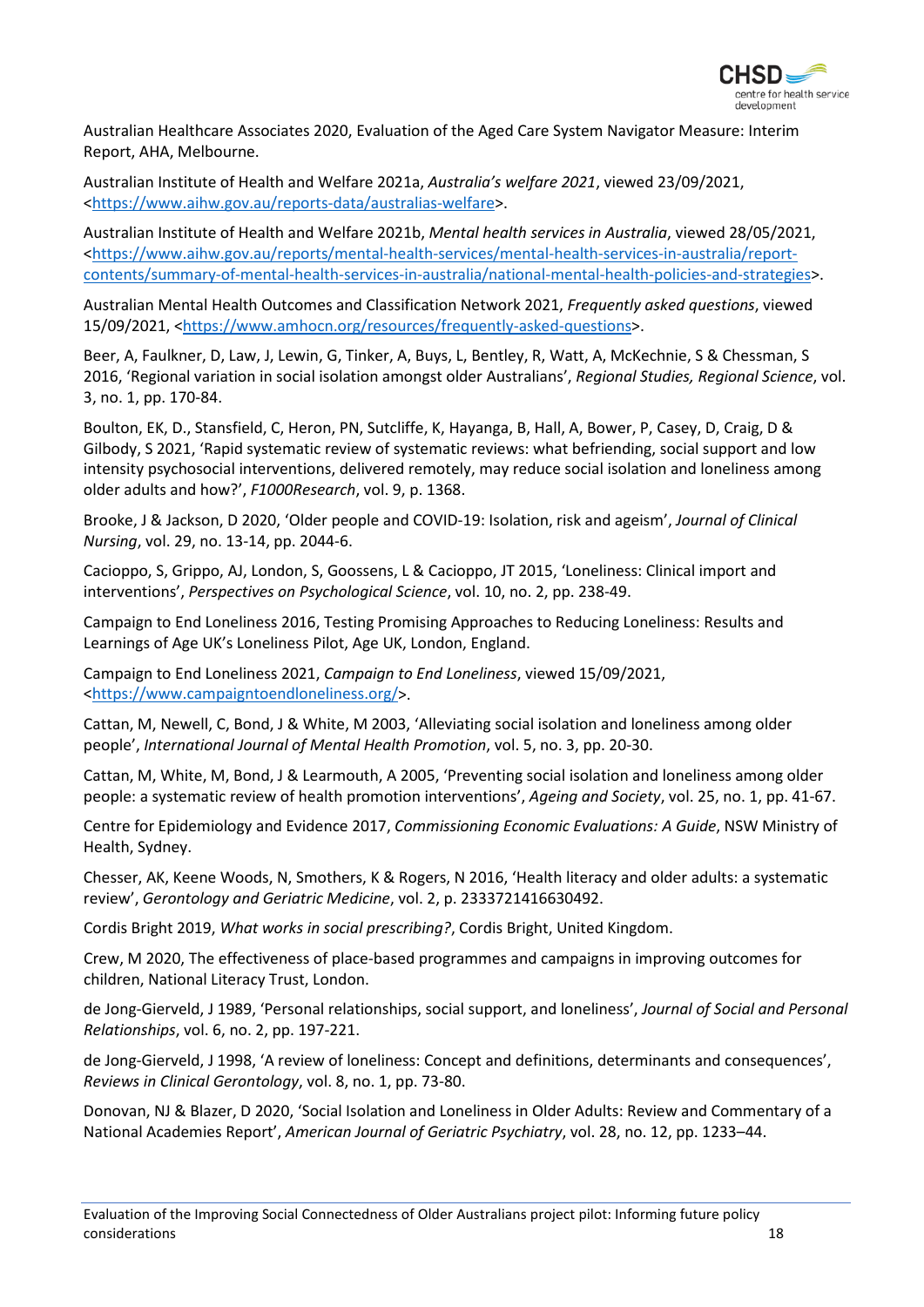Australian Healthcare Associates 2020, Evaluation of the Aged Care System Navigator Measure: Interim Report, AHA, Melbourne.

Australian Institute of Health and Welfare 2021a, *Australia's welfare 2021*, viewed 23/09/2021, <https://www.aihw.gov.au/reports-data/australias-welfare>.

Australian Institute of Health and Welfare 2021b, *Mental health services in Australia*, viewed 28/05/2021, <https://www.aihw.gov.au/reports/mental-health-services/mental-health-services-in-australia/report-contents/summary-of-mental-health-services-in-australia/national-mental-health-policies-and-strategies>.

Australian Mental Health Outcomes and Classification Network 2021, *Frequently asked questions*, viewed 15/09/2021, <https://www.amhocn.org/resources/frequently-asked-questions>.

Beer, A, Faulkner, D, Law, J, Lewin, G, Tinker, A, Buys, L, Bentley, R, Watt, A, McKechnie, S & Chessman, S 2016, 'Regional variation in social isolation amongst older Australians', *Regional Studies, Regional Science*, vol. 3, no. 1, pp. 170-84.

Boulton, EK, D., Stansfield, C, Heron, PN, Sutcliffe, K, Hayanga, B, Hall, A, Bower, P, Casey, D, Craig, D & Gilbody, S 2021, 'Rapid systematic review of systematic reviews: what befriending, social support and low intensity psychosocial interventions, delivered remotely, may reduce social isolation and loneliness among older adults and how?', *F1000Research*, vol. 9, p. 1368.

Brooke, J & Jackson, D 2020, 'Older people and COVID-19: Isolation, risk and ageism', *Journal of Clinical Nursing*, vol. 29, no. 13-14, pp. 2044-6.

Cacioppo, S, Grippo, AJ, London, S, Goossens, L & Cacioppo, JT 2015, 'Loneliness: Clinical import and interventions', *Perspectives on Psychological Science*, vol. 10, no. 2, pp. 238-49.

Campaign to End Loneliness 2016, Testing Promising Approaches to Reducing Loneliness: Results and Learnings of Age UK's Loneliness Pilot, Age UK, London, England.

Campaign to End Loneliness 2021, *Campaign to End Loneliness*, viewed 15/09/2021, <https://www.campaigntoendloneliness.org/>.

Cattan, M, Newell, C, Bond, J & White, M 2003, 'Alleviating social isolation and loneliness among older people', *International Journal of Mental Health Promotion*, vol. 5, no. 3, pp. 20-30.

Cattan, M, White, M, Bond, J & Learmouth, A 2005, 'Preventing social isolation and loneliness among older people: a systematic review of health promotion interventions', *Ageing and Society*, vol. 25, no. 1, pp. 41-67.

Centre for Epidemiology and Evidence 2017, *Commissioning Economic Evaluations: A Guide*, NSW Ministry of Health, Sydney.

Chesser, AK, Keene Woods, N, Smothers, K & Rogers, N 2016, 'Health literacy and older adults: a systematic review', *Gerontology and Geriatric Medicine*, vol. 2, p. 2333721416630492.

Cordis Bright 2019, *What works in social prescribing?*, Cordis Bright, United Kingdom.

Crew, M 2020, The effectiveness of place-based programmes and campaigns in improving outcomes for children, National Literacy Trust, London.

de Jong-Gierveld, J 1989, 'Personal relationships, social support, and loneliness', *Journal of Social and Personal Relationships*, vol. 6, no. 2, pp. 197-221.

de Jong-Gierveld, J 1998, 'A review of loneliness: Concept and definitions, determinants and consequences', *Reviews in Clinical Gerontology*, vol. 8, no. 1, pp. 73-80.

Donovan, NJ & Blazer, D 2020, 'Social Isolation and Loneliness in Older Adults: Review and Commentary of a National Academies Report', *American Journal of Geriatric Psychiatry*, vol. 28, no. 12, pp. 1233–44.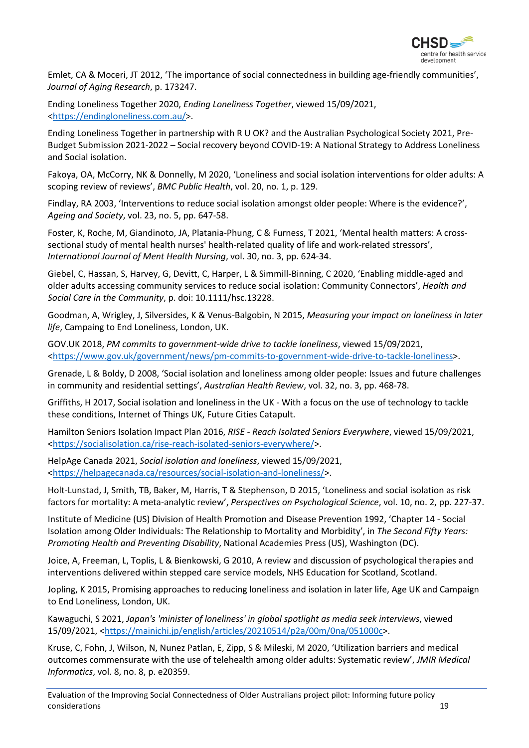Emlet, CA & Moceri, JT 2012, 'The importance of social connectedness in building age-friendly communities', *Journal of Aging Research*, p. 173247.

Ending Loneliness Together 2020, *Ending Loneliness Together*, viewed 15/09/2021, <https://endingloneliness.com.au/>.

Ending Loneliness Together in partnership with R U OK? and the Australian Psychological Society 2021, Pre-Budget Submission 2021-2022 – Social recovery beyond COVID-19: A National Strategy to Address Loneliness and Social isolation.

Fakoya, OA, McCorry, NK & Donnelly, M 2020, 'Loneliness and social isolation interventions for older adults: A scoping review of reviews', *BMC Public Health*, vol. 20, no. 1, p. 129.

Findlay, RA 2003, 'Interventions to reduce social isolation amongst older people: Where is the evidence?', *Ageing and Society*, vol. 23, no. 5, pp. 647-58.

Foster, K, Roche, M, Giandinoto, JA, Platania-Phung, C & Furness, T 2021, 'Mental health matters: A cross-sectional study of mental health nurses' health-related quality of life and work-related stressors', *International Journal of Ment Health Nursing*, vol. 30, no. 3, pp. 624-34.

Giebel, C, Hassan, S, Harvey, G, Devitt, C, Harper, L & Simmill-Binning, C 2020, 'Enabling middle-aged and older adults accessing community services to reduce social isolation: Community Connectors', *Health and Social Care in the Community*, p. doi: 10.1111/hsc.13228.

Goodman, A, Wrigley, J, Silversides, K & Venus-Balgobin, N 2015, *Measuring your impact on loneliness in later life*, Campaing to End Loneliness, London, UK.

GOV.UK 2018, *PM commits to government-wide drive to tackle loneliness*, viewed 15/09/2021, <https://www.gov.uk/government/news/pm-commits-to-government-wide-drive-to-tackle-loneliness>.

Grenade, L & Boldy, D 2008, 'Social isolation and loneliness among older people: Issues and future challenges in community and residential settings', *Australian Health Review*, vol. 32, no. 3, pp. 468-78.

Griffiths, H 2017, Social isolation and loneliness in the UK - With a focus on the use of technology to tackle these conditions, Internet of Things UK, Future Cities Catapult.

Hamilton Seniors Isolation Impact Plan 2016, *RISE - Reach Isolated Seniors Everywhere*, viewed 15/09/2021, <https://socialisolation.ca/rise-reach-isolated-seniors-everywhere/>.

HelpAge Canada 2021, *Social isolation and loneliness*, viewed 15/09/2021, <https://helpagecanada.ca/resources/social-isolation-and-loneliness/>.

Holt-Lunstad, J, Smith, TB, Baker, M, Harris, T & Stephenson, D 2015, 'Loneliness and social isolation as risk factors for mortality: A meta-analytic review', *Perspectives on Psychological Science*, vol. 10, no. 2, pp. 227-37.

Institute of Medicine (US) Division of Health Promotion and Disease Prevention 1992, 'Chapter 14 - Social Isolation among Older Individuals: The Relationship to Mortality and Morbidity', in *The Second Fifty Years: Promoting Health and Preventing Disability*, National Academies Press (US), Washington (DC).

Joice, A, Freeman, L, Toplis, L & Bienkowski, G 2010, A review and discussion of psychological therapies and interventions delivered within stepped care service models, NHS Education for Scotland, Scotland.

Jopling, K 2015, Promising approaches to reducing loneliness and isolation in later life, Age UK and Campaign to End Loneliness, London, UK.

Kawaguchi, S 2021, *Japan's 'minister of loneliness' in global spotlight as media seek interviews*, viewed 15/09/2021, <https://mainichi.jp/english/articles/20210514/p2a/00m/0na/051000c>.

Kruse, C, Fohn, J, Wilson, N, Nunez Patlan, E, Zipp, S & Mileski, M 2020, 'Utilization barriers and medical outcomes commensurate with the use of telehealth among older adults: Systematic review', *JMIR Medical Informatics*, vol. 8, no. 8, p. e20359.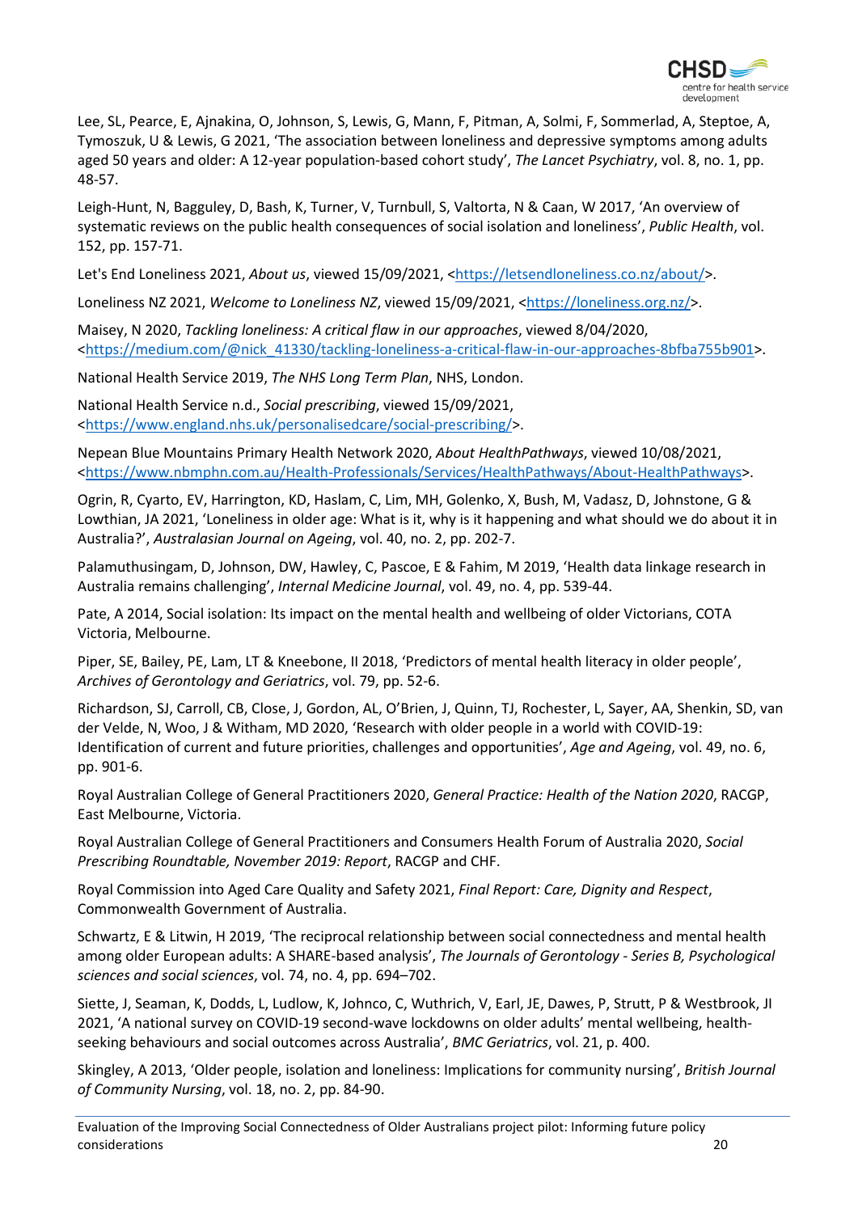Lee, SL, Pearce, E, Ajnakina, O, Johnson, S, Lewis, G, Mann, F, Pitman, A, Solmi, F, Sommerlad, A, Steptoe, A, Tymoszuk, U & Lewis, G 2021, 'The association between loneliness and depressive symptoms among adults aged 50 years and older: A 12-year population-based cohort study', *The Lancet Psychiatry*, vol. 8, no. 1, pp. 48-57.

Leigh-Hunt, N, Bagguley, D, Bash, K, Turner, V, Turnbull, S, Valtorta, N & Caan, W 2017, 'An overview of systematic reviews on the public health consequences of social isolation and loneliness', *Public Health*, vol. 152, pp. 157-71.

Let's End Loneliness 2021, *About us*, viewed 15/09/2021, <https://letsendloneliness.co.nz/about/>.

Loneliness NZ 2021, *Welcome to Loneliness NZ*, viewed 15/09/2021, <https://loneliness.org.nz/>.

Maisey, N 2020, *Tackling loneliness: A critical flaw in our approaches*, viewed 8/04/2020, <https://medium.com/@nick_41330/tackling-loneliness-a-critical-flaw-in-our-approaches-8bfba755b901>.

National Health Service 2019, *The NHS Long Term Plan*, NHS, London.

National Health Service n.d., *Social prescribing*, viewed 15/09/2021, <https://www.england.nhs.uk/personalisedcare/social-prescribing/>.

Nepean Blue Mountains Primary Health Network 2020, *About HealthPathways*, viewed 10/08/2021, <https://www.nbmphn.com.au/Health-Professionals/Services/HealthPathways/About-HealthPathways>.

Ogrin, R, Cyarto, EV, Harrington, KD, Haslam, C, Lim, MH, Golenko, X, Bush, M, Vadasz, D, Johnstone, G & Lowthian, JA 2021, 'Loneliness in older age: What is it, why is it happening and what should we do about it in Australia?', *Australasian Journal on Ageing*, vol. 40, no. 2, pp. 202-7.

Palamuthusingam, D, Johnson, DW, Hawley, C, Pascoe, E & Fahim, M 2019, 'Health data linkage research in Australia remains challenging', *Internal Medicine Journal*, vol. 49, no. 4, pp. 539-44.

Pate, A 2014, Social isolation: Its impact on the mental health and wellbeing of older Victorians, COTA Victoria, Melbourne.

Piper, SE, Bailey, PE, Lam, LT & Kneebone, II 2018, 'Predictors of mental health literacy in older people', *Archives of Gerontology and Geriatrics*, vol. 79, pp. 52-6.

Richardson, SJ, Carroll, CB, Close, J, Gordon, AL, O'Brien, J, Quinn, TJ, Rochester, L, Sayer, AA, Shenkin, SD, van der Velde, N, Woo, J & Witham, MD 2020, 'Research with older people in a world with COVID-19: Identification of current and future priorities, challenges and opportunities', *Age and Ageing*, vol. 49, no. 6, pp. 901-6.

Royal Australian College of General Practitioners 2020, *General Practice: Health of the Nation 2020*, RACGP, East Melbourne, Victoria.

Royal Australian College of General Practitioners and Consumers Health Forum of Australia 2020, *Social Prescribing Roundtable, November 2019: Report*, RACGP and CHF.

Royal Commission into Aged Care Quality and Safety 2021, *Final Report: Care, Dignity and Respect*, Commonwealth Government of Australia.

Schwartz, E & Litwin, H 2019, 'The reciprocal relationship between social connectedness and mental health among older European adults: A SHARE-based analysis', *The Journals of Gerontology - Series B, Psychological sciences and social sciences*, vol. 74, no. 4, pp. 694–702.

Siette, J, Seaman, K, Dodds, L, Ludlow, K, Johnco, C, Wuthrich, V, Earl, JE, Dawes, P, Strutt, P & Westbrook, JI 2021, 'A national survey on COVID-19 second-wave lockdowns on older adults' mental wellbeing, health-seeking behaviours and social outcomes across Australia', *BMC Geriatrics*, vol. 21, p. 400.

Skingley, A 2013, 'Older people, isolation and loneliness: Implications for community nursing', *British Journal of Community Nursing*, vol. 18, no. 2, pp. 84-90.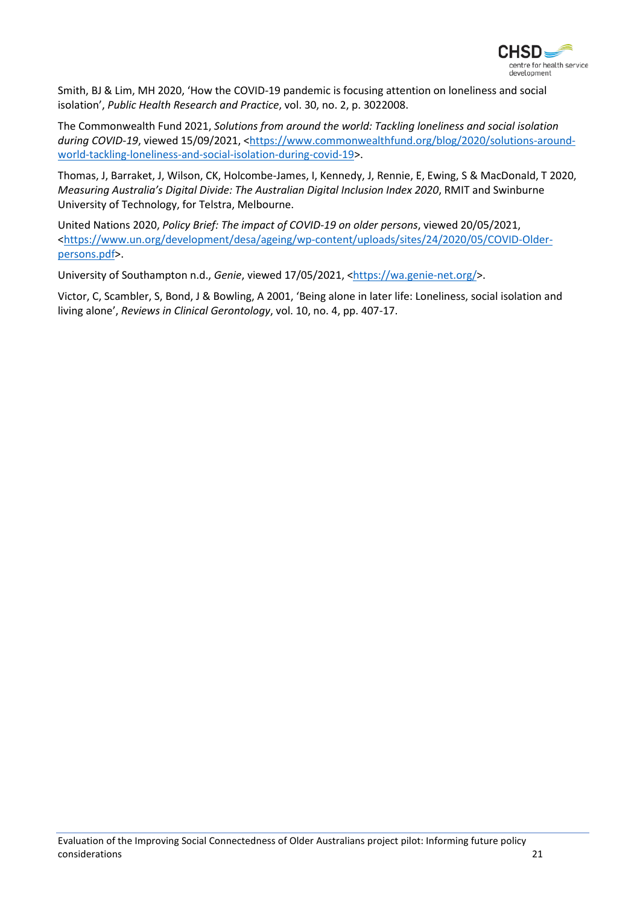Smith, BJ & Lim, MH 2020, 'How the COVID-19 pandemic is focusing attention on loneliness and social isolation', *Public Health Research and Practice*, vol. 30, no. 2, p. 3022008.

The Commonwealth Fund 2021, *Solutions from around the world: Tackling loneliness and social isolation during COVID-19*, viewed 15/09/2021, <https://www.commonwealthfund.org/blog/2020/solutions-around-world-tackling-loneliness-and-social-isolation-during-covid-19>.

Thomas, J, Barraket, J, Wilson, CK, Holcombe-James, I, Kennedy, J, Rennie, E, Ewing, S & MacDonald, T 2020, *Measuring Australia's Digital Divide: The Australian Digital Inclusion Index 2020*, RMIT and Swinburne University of Technology, for Telstra, Melbourne.

United Nations 2020, *Policy Brief: The impact of COVID-19 on older persons*, viewed 20/05/2021, <https://www.un.org/development/desa/ageing/wp-content/uploads/sites/24/2020/05/COVID-Older-persons.pdf>.

University of Southampton n.d., *Genie*, viewed 17/05/2021, <https://wa.genie-net.org/>.

Victor, C, Scambler, S, Bond, J & Bowling, A 2001, 'Being alone in later life: Loneliness, social isolation and living alone', *Reviews in Clinical Gerontology*, vol. 10, no. 4, pp. 407-17.